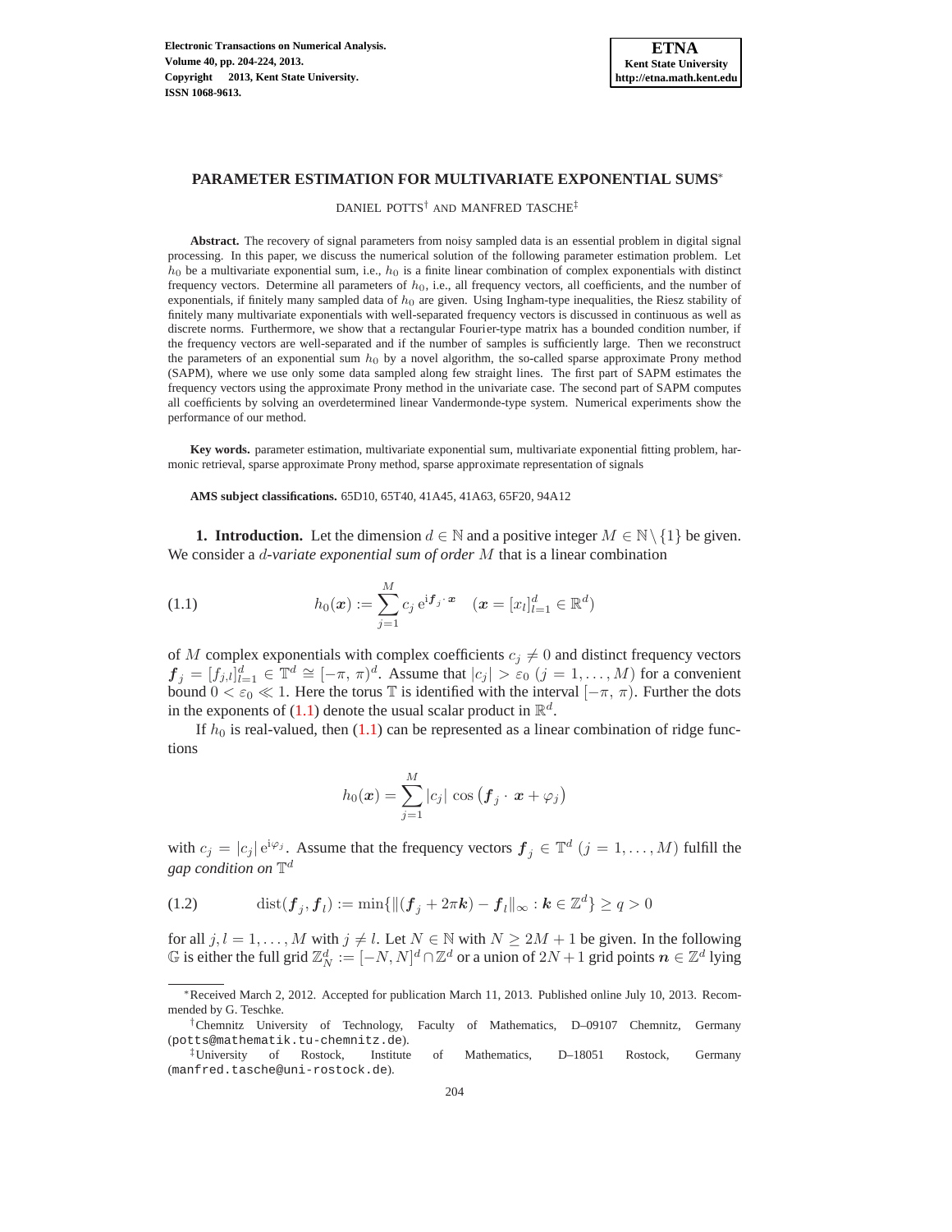# PARAMETER ESTIMATION FOR MULTIVARIATE EXPONENTIAL SUMS*

DANIEL POTTS[†] AND MANFRED TASCHE[‡]

**Abstract.** The recovery of signal parameters from noisy sampled data is an essential problem in digital signal processing. In this paper, we discuss the numerical solution of the following parameter estimation problem. Let $h_0$ be a multivariate exponential sum, i.e., $h_0$ is a finite linear combination of complex exponentials with distinct frequency vectors. Determine all parameters of $h_0$, i.e., all frequency vectors, all coefficients, and the number of exponentials, if finitely many sampled data of $h_0$ are given. Using Ingham-type inequalities, the Riesz stability of finitely many multivariate exponentials with well-separated frequency vectors is discussed in continuous as well as discrete norms. Furthermore, we show that a rectangular Fourier-type matrix has a bounded condition number, if the frequency vectors are well-separated and if the number of samples is sufficiently large. Then we reconstruct the parameters of an exponential sum $h_0$ by a novel algorithm, the so-called sparse approximate Prony method (SAPM), where we use only some data sampled along few straight lines. The first part of SAPM estimates the frequency vectors using the approximate Prony method in the univariate case. The second part of SAPM computes all coefficients by solving an overdetermined linear Vandermonde-type system. Numerical experiments show the performance of our method.

**Key words.** parameter estimation, multivariate exponential sum, multivariate exponential fitting problem, harmonic retrieval, sparse approximate Prony method, sparse approximate representation of signals

**AMS subject classifications.** 65D10, 65T40, 41A45, 41A63, 65F20, 94A12

**1. Introduction.** Let the dimension $d \in \mathbb{N}$ and a positive integer $M \in \mathbb{N} \setminus \{1\}$ be given. We consider a *$d$-variate exponential sum of order $M$* that is a linear combination

$$h_0(\boldsymbol{x}) := \sum_{j=1}^{M} c_j \, \mathrm{e}^{\mathrm{i}\boldsymbol{f}_j \cdot \boldsymbol{x}} \quad (\boldsymbol{x} = [x_l]_{l=1}^d \in \mathbb{R}^d) \tag{1.1}$$

of $M$ complex exponentials with complex coefficients $c_j \neq 0$ and distinct frequency vectors $\boldsymbol{f}_j = [f_{j,l}]_{l=1}^d \in \mathbb{T}^d \cong [-\pi, \pi)^d$. Assume that $|c_j| > \varepsilon_0$ $(j = 1, \ldots, M)$ for a convenient bound $0 < \varepsilon_0 \ll 1$. Here the torus $\mathbb{T}$ is identified with the interval $[-\pi, \pi)$. Further the dots in the exponents of (1.1) denote the usual scalar product in $\mathbb{R}^d$.

If $h_0$ is real-valued, then (1.1) can be represented as a linear combination of ridge functions

$$h_0(\boldsymbol{x}) = \sum_{j=1}^{M} |c_j| \, \cos\left(\boldsymbol{f}_j \cdot \boldsymbol{x} + \varphi_j\right)$$

with $c_j = |c_j| \, \mathrm{e}^{\mathrm{i}\varphi_j}$. Assume that the frequency vectors $\boldsymbol{f}_j \in \mathbb{T}^d$ $(j = 1, \ldots, M)$ fulfill the *gap condition on* $\mathbb{T}^d$

$$\mathrm{dist}(\boldsymbol{f}_j, \boldsymbol{f}_l) := \min\{\|(\boldsymbol{f}_j + 2\pi\boldsymbol{k}) - \boldsymbol{f}_l\|_\infty : \boldsymbol{k} \in \mathbb{Z}^d\} \geq q > 0 \tag{1.2}$$

for all $j, l = 1, \ldots, M$ with $j \neq l$. Let $N \in \mathbb{N}$ with $N \geq 2M + 1$ be given. In the following $\mathbb{G}$ is either the full grid $\mathbb{Z}_N^d := [-N, N]^d \cap \mathbb{Z}^d$ or a union of $2N + 1$ grid points $\boldsymbol{n} \in \mathbb{Z}^d$ lying

---

*Received March 2, 2012. Accepted for publication March 11, 2013. Published online July 10, 2013. Recommended by G. Teschke.

[†]Chemnitz University of Technology, Faculty of Mathematics, D–09107 Chemnitz, Germany (potts@mathematik.tu-chemnitz.de).

[‡]University of Rostock, Institute of Mathematics, D–18051 Rostock, Germany (manfred.tasche@uni-rostock.de).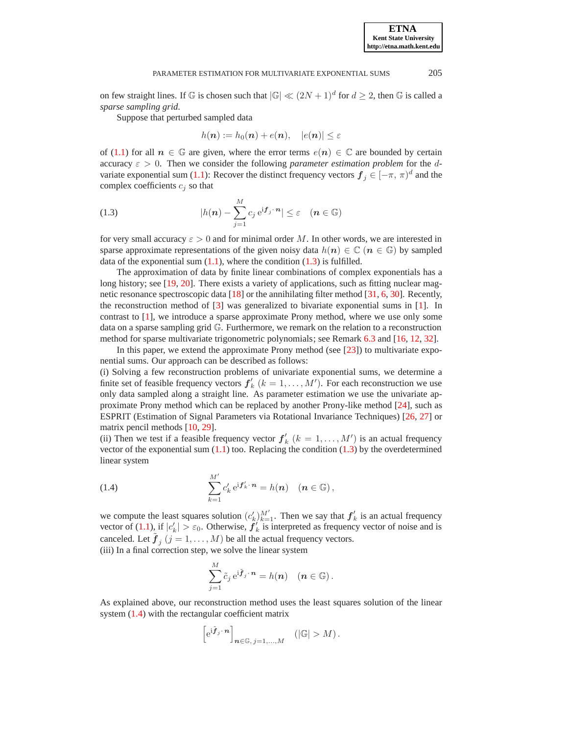on few straight lines. If $\mathbb{G}$ is chosen such that $|\mathbb{G}| \ll (2N+1)^d$ for $d \geq 2$, then $\mathbb{G}$ is called a *sparse sampling grid*.

Suppose that perturbed sampled data

$$h(\boldsymbol{n}) := h_0(\boldsymbol{n}) + e(\boldsymbol{n}), \quad |e(\boldsymbol{n})| \leq \varepsilon$$

of (1.1) for all $\boldsymbol{n} \in \mathbb{G}$ are given, where the error terms $e(\boldsymbol{n}) \in \mathbb{C}$ are bounded by certain accuracy $\varepsilon > 0$. Then we consider the following *parameter estimation problem* for the $d$-variate exponential sum (1.1): Recover the distinct frequency vectors $\boldsymbol{f}_j \in [-\pi,\, \pi)^d$ and the complex coefficients $c_j$ so that

$$|h(\boldsymbol{n}) - \sum_{j=1}^{M} c_j \, \mathrm{e}^{\mathrm{i}\boldsymbol{f}_j \cdot \boldsymbol{n}}| \leq \varepsilon \quad (\boldsymbol{n} \in \mathbb{G}) \tag{1.3}$$

for very small accuracy $\varepsilon > 0$ and for minimal order $M$. In other words, we are interested in sparse approximate representations of the given noisy data $h(\boldsymbol{n}) \in \mathbb{C}$ ($\boldsymbol{n} \in \mathbb{G}$) by sampled data of the exponential sum (1.1), where the condition (1.3) is fulfilled.

The approximation of data by finite linear combinations of complex exponentials has a long history; see [19, 20]. There exists a variety of applications, such as fitting nuclear magnetic resonance spectroscopic data [18] or the annihilating filter method [31, 6, 30]. Recently, the reconstruction method of [3] was generalized to bivariate exponential sums in [1]. In contrast to [1], we introduce a sparse approximate Prony method, where we use only some data on a sparse sampling grid $\mathbb{G}$. Furthermore, we remark on the relation to a reconstruction method for sparse multivariate trigonometric polynomials; see Remark 6.3 and [16, 12, 32].

In this paper, we extend the approximate Prony method (see [23]) to multivariate exponential sums. Our approach can be described as follows:

(i) Solving a few reconstruction problems of univariate exponential sums, we determine a finite set of feasible frequency vectors $\boldsymbol{f}'_k$ ($k = 1, \ldots, M'$). For each reconstruction we use only data sampled along a straight line. As parameter estimation we use the univariate approximate Prony method which can be replaced by another Prony-like method [24], such as ESPRIT (Estimation of Signal Parameters via Rotational Invariance Techniques) [26, 27] or matrix pencil methods [10, 29].

(ii) Then we test if a feasible frequency vector $\boldsymbol{f}'_k$ ($k = 1, \ldots, M'$) is an actual frequency vector of the exponential sum (1.1) too. Replacing the condition (1.3) by the overdetermined linear system

$$\sum_{k=1}^{M'} c'_k \, \mathrm{e}^{\mathrm{i}\boldsymbol{f}'_k \cdot \boldsymbol{n}} = h(\boldsymbol{n}) \quad (\boldsymbol{n} \in \mathbb{G})\,, \tag{1.4}$$

we compute the least squares solution $(c'_k)_{k=1}^{M'}$. Then we say that $\boldsymbol{f}'_k$ is an actual frequency vector of (1.1), if $|c'_k| > \varepsilon_0$. Otherwise, $\boldsymbol{f}'_k$ is interpreted as frequency vector of noise and is canceled. Let $\tilde{\boldsymbol{f}}_j$ ($j = 1, \ldots, M$) be all the actual frequency vectors.

(iii) In a final correction step, we solve the linear system

$$\sum_{j=1}^{M} \tilde{c}_j \, \mathrm{e}^{\mathrm{i}\tilde{\boldsymbol{f}}_j \cdot \boldsymbol{n}} = h(\boldsymbol{n}) \quad (\boldsymbol{n} \in \mathbb{G})\,.$$

As explained above, our reconstruction method uses the least squares solution of the linear system (1.4) with the rectangular coefficient matrix

$$\left[\mathrm{e}^{\mathrm{i}\tilde{\boldsymbol{f}}_j \cdot \boldsymbol{n}}\right]_{\boldsymbol{n} \in \mathbb{G},\, j=1,\ldots,M} \quad (|\mathbb{G}| > M)\,.$$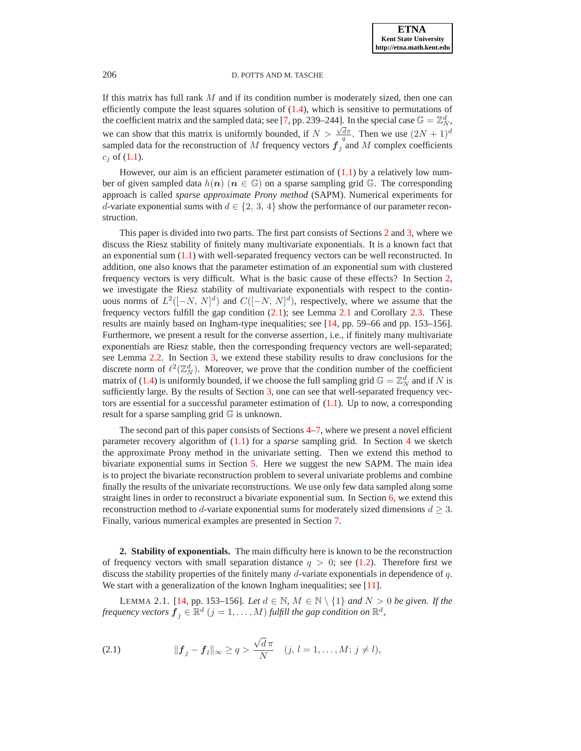If this matrix has full rank $M$ and if its condition number is moderately sized, then one can efficiently compute the least squares solution of (1.4), which is sensitive to permutations of the coefficient matrix and the sampled data; see [7, pp. 239–244]. In the special case $\mathbb{G} = \mathbb{Z}_N^d$, we can show that this matrix is uniformly bounded, if $N > \frac{\sqrt{d}\pi}{q}$. Then we use $(2N+1)^d$ sampled data for the reconstruction of $M$ frequency vectors $\boldsymbol{f}_j$ and $M$ complex coefficients $c_j$ of (1.1).

However, our aim is an efficient parameter estimation of (1.1) by a relatively low number of given sampled data $h(\boldsymbol{n})$ ($\boldsymbol{n} \in \mathbb{G}$) on a sparse sampling grid $\mathbb{G}$. The corresponding approach is called *sparse approximate Prony method* (SAPM). Numerical experiments for $d$-variate exponential sums with $d \in \{2, 3, 4\}$ show the performance of our parameter reconstruction.

This paper is divided into two parts. The first part consists of Sections 2 and 3, where we discuss the Riesz stability of finitely many multivariate exponentials. It is a known fact that an exponential sum (1.1) with well-separated frequency vectors can be well reconstructed. In addition, one also knows that the parameter estimation of an exponential sum with clustered frequency vectors is very difficult. What is the basic cause of these effects? In Section 2, we investigate the Riesz stability of multivariate exponentials with respect to the continuous norms of $L^2([-N, N]^d)$ and $C([-N, N]^d)$, respectively, where we assume that the frequency vectors fulfill the gap condition (2.1); see Lemma 2.1 and Corollary 2.3. These results are mainly based on Ingham-type inequalities; see [14, pp. 59–66 and pp. 153–156]. Furthermore, we present a result for the converse assertion, i.e., if finitely many multivariate exponentials are Riesz stable, then the corresponding frequency vectors are well-separated; see Lemma 2.2. In Section 3, we extend these stability results to draw conclusions for the discrete norm of $\ell^2(\mathbb{Z}_N^d)$. Moreover, we prove that the condition number of the coefficient matrix of (1.4) is uniformly bounded, if we choose the full sampling grid $\mathbb{G} = \mathbb{Z}_N^d$ and if $N$ is sufficiently large. By the results of Section 3, one can see that well-separated frequency vectors are essential for a successful parameter estimation of (1.1). Up to now, a corresponding result for a sparse sampling grid $\mathbb{G}$ is unknown.

The second part of this paper consists of Sections 4–7, where we present a novel efficient parameter recovery algorithm of (1.1) for a *sparse* sampling grid. In Section 4 we sketch the approximate Prony method in the univariate setting. Then we extend this method to bivariate exponential sums in Section 5. Here we suggest the new SAPM. The main idea is to project the bivariate reconstruction problem to several univariate problems and combine finally the results of the univariate reconstructions. We use only few data sampled along some straight lines in order to reconstruct a bivariate exponential sum. In Section 6, we extend this reconstruction method to $d$-variate exponential sums for moderately sized dimensions $d \geq 3$. Finally, various numerical examples are presented in Section 7.

## 2. Stability of exponentials.

The main difficulty here is known to be the reconstruction of frequency vectors with small separation distance $q > 0$; see (1.2). Therefore first we discuss the stability properties of the finitely many $d$-variate exponentials in dependence of $q$. We start with a generalization of the known Ingham inequalities; see [11].

LEMMA 2.1. [14, pp. 153–156]. *Let $d \in \mathbb{N}$, $M \in \mathbb{N} \setminus \{1\}$ and $N > 0$ be given. If the frequency vectors $\boldsymbol{f}_j \in \mathbb{R}^d$ ($j = 1, \ldots, M$) fulfill the gap condition on $\mathbb{R}^d$,*

$$\|\boldsymbol{f}_j - \boldsymbol{f}_l\|_\infty \geq q > \frac{\sqrt{d}\,\pi}{N} \quad (j, l = 1, \ldots, M;\ j \neq l), \tag{2.1}$$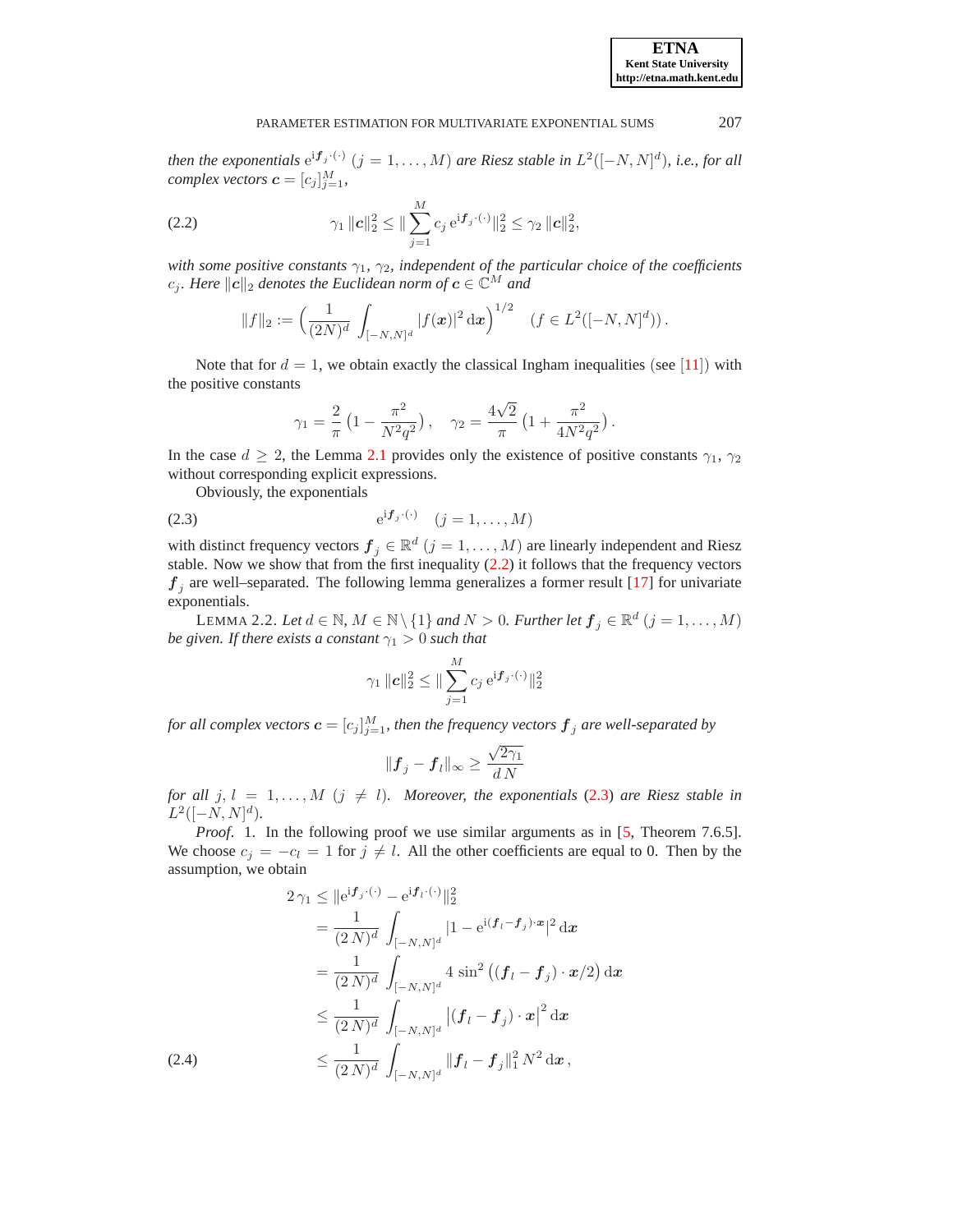*then the exponentials* $\mathrm{e}^{\mathrm{i}\boldsymbol{f}_j\cdot(\cdot)}$ $(j=1,\ldots,M)$ *are Riesz stable in* $L^2([-N,N]^d)$*, i.e., for all complex vectors* $\boldsymbol{c}=[c_j]_{j=1}^M$,

$$\gamma_1\,\|\boldsymbol{c}\|_2^2 \le \|\sum_{j=1}^M c_j\,\mathrm{e}^{\mathrm{i}\boldsymbol{f}_j\cdot(\cdot)}\|_2^2 \le \gamma_2\,\|\boldsymbol{c}\|_2^2, \tag{2.2}$$

*with some positive constants* $\gamma_1$, $\gamma_2$, *independent of the particular choice of the coefficients* $c_j$. *Here* $\|\boldsymbol{c}\|_2$ *denotes the Euclidean norm of* $\boldsymbol{c}\in\mathbb{C}^M$ *and*

$$\|f\|_2 := \Big(\frac{1}{(2N)^d}\int_{[-N,N]^d}|f(\boldsymbol{x})|^2\,\mathrm{d}\boldsymbol{x}\Big)^{1/2}\quad (f\in L^2([-N,N]^d)).$$

Note that for $d=1$, we obtain exactly the classical Ingham inequalities (see [11]) with the positive constants

$$\gamma_1=\frac{2}{\pi}\big(1-\frac{\pi^2}{N^2q^2}\big),\quad \gamma_2=\frac{4\sqrt{2}}{\pi}\big(1+\frac{\pi^2}{4N^2q^2}\big).$$

In the case $d\ge 2$, the Lemma 2.1 provides only the existence of positive constants $\gamma_1$, $\gamma_2$ without corresponding explicit expressions.

Obviously, the exponentials

$$\mathrm{e}^{\mathrm{i}\boldsymbol{f}_j\cdot(\cdot)}\quad (j=1,\ldots,M) \tag{2.3}$$

with distinct frequency vectors $\boldsymbol{f}_j\in\mathbb{R}^d$ $(j=1,\ldots,M)$ are linearly independent and Riesz stable. Now we show that from the first inequality (2.2) it follows that the frequency vectors $\boldsymbol{f}_j$ are well–separated. The following lemma generalizes a former result [17] for univariate exponentials.

LEMMA 2.2. *Let* $d\in\mathbb{N}$, $M\in\mathbb{N}\setminus\{1\}$ *and* $N>0$. *Further let* $\boldsymbol{f}_j\in\mathbb{R}^d$ $(j=1,\ldots,M)$ *be given. If there exists a constant* $\gamma_1>0$ *such that*

$$\gamma_1\,\|\boldsymbol{c}\|_2^2 \le \|\sum_{j=1}^M c_j\,\mathrm{e}^{\mathrm{i}\boldsymbol{f}_j\cdot(\cdot)}\|_2^2$$

*for all complex vectors* $\boldsymbol{c}=[c_j]_{j=1}^M$, *then the frequency vectors* $\boldsymbol{f}_j$ *are well-separated by*

$$\|\boldsymbol{f}_j-\boldsymbol{f}_l\|_\infty \ge \frac{\sqrt{2\gamma_1}}{d\,N}$$

*for all* $j,l=1,\ldots,M$ $(j\ne l)$. *Moreover, the exponentials* (2.3) *are Riesz stable in* $L^2([-N,N]^d)$.

*Proof.* 1. In the following proof we use similar arguments as in [5, Theorem 7.6.5]. We choose $c_j=-c_l=1$ for $j\ne l$. All the other coefficients are equal to 0. Then by the assumption, we obtain

$$\begin{aligned}
2\,\gamma_1 &\le \|\mathrm{e}^{\mathrm{i}\boldsymbol{f}_j\cdot(\cdot)}-\mathrm{e}^{\mathrm{i}\boldsymbol{f}_l\cdot(\cdot)}\|_2^2\\
&= \frac{1}{(2\,N)^d}\int_{[-N,N]^d}|1-\mathrm{e}^{\mathrm{i}(\boldsymbol{f}_l-\boldsymbol{f}_j)\cdot\boldsymbol{x}}|^2\,\mathrm{d}\boldsymbol{x}\\
&= \frac{1}{(2\,N)^d}\int_{[-N,N]^d}4\,\sin^2\big((\boldsymbol{f}_l-\boldsymbol{f}_j)\cdot\boldsymbol{x}/2\big)\,\mathrm{d}\boldsymbol{x}\\
&\le \frac{1}{(2\,N)^d}\int_{[-N,N]^d}\big|(\boldsymbol{f}_l-\boldsymbol{f}_j)\cdot\boldsymbol{x}\big|^2\,\mathrm{d}\boldsymbol{x}\\
&\le \frac{1}{(2\,N)^d}\int_{[-N,N]^d}\|\boldsymbol{f}_l-\boldsymbol{f}_j\|_1^2\,N^2\,\mathrm{d}\boldsymbol{x}\,,
\end{aligned} \tag{2.4}$$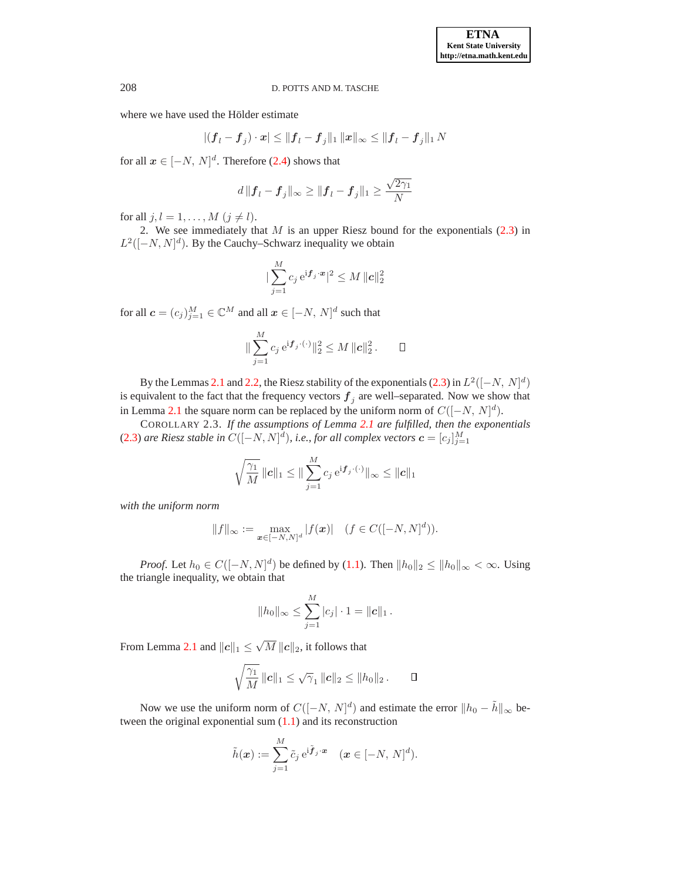where we have used the Hölder estimate

$$|(\boldsymbol{f}_l - \boldsymbol{f}_j) \cdot \boldsymbol{x}| \le \|\boldsymbol{f}_l - \boldsymbol{f}_j\|_1 \, \|\boldsymbol{x}\|_\infty \le \|\boldsymbol{f}_l - \boldsymbol{f}_j\|_1 \, N$$

for all $\boldsymbol{x} \in [-N,\, N]^d$. Therefore (2.4) shows that

$$d \, \|\boldsymbol{f}_l - \boldsymbol{f}_j\|_\infty \ge \|\boldsymbol{f}_l - \boldsymbol{f}_j\|_1 \ge \frac{\sqrt{2\gamma_1}}{N}$$

for all $j, l = 1, \ldots, M$ $(j \neq l)$.

2. We see immediately that $M$ is an upper Riesz bound for the exponentials (2.3) in $L^2([-N, N]^d)$. By the Cauchy–Schwarz inequality we obtain

$$|\sum_{j=1}^{M} c_j \, \mathrm{e}^{\mathrm{i}\boldsymbol{f}_j \cdot \boldsymbol{x}}|^2 \le M \, \|\boldsymbol{c}\|_2^2$$

for all $\boldsymbol{c} = (c_j)_{j=1}^M \in \mathbb{C}^M$ and all $\boldsymbol{x} \in [-N,\, N]^d$ such that

$$\|\sum_{j=1}^{M} c_j \, \mathrm{e}^{\mathrm{i}\boldsymbol{f}_j \cdot (\cdot)}\|_2^2 \le M \, \|\boldsymbol{c}\|_2^2 \, . \qquad \square$$

By the Lemmas 2.1 and 2.2, the Riesz stability of the exponentials (2.3) in $L^2([-N,\, N]^d)$ is equivalent to the fact that the frequency vectors $\boldsymbol{f}_j$ are well–separated. Now we show that in Lemma 2.1 the square norm can be replaced by the uniform norm of $C([-N,\, N]^d)$.

COROLLARY 2.3. *If the assumptions of Lemma 2.1 are fulfilled, then the exponentials (2.3) are Riesz stable in $C([-N, N]^d)$, i.e., for all complex vectors $\boldsymbol{c} = [c_j]_{j=1}^M$*

$$\sqrt{\frac{\gamma_1}{M}} \, \|\boldsymbol{c}\|_1 \le \|\sum_{j=1}^{M} c_j \, \mathrm{e}^{\mathrm{i}\boldsymbol{f}_j \cdot (\cdot)}\|_\infty \le \|\boldsymbol{c}\|_1$$

*with the uniform norm*

$$\|f\|_\infty := \max_{\boldsymbol{x} \in [-N,N]^d} |f(\boldsymbol{x})| \quad (f \in C([-N, N]^d)).$$

*Proof.* Let $h_0 \in C([-N, N]^d)$ be defined by (1.1). Then $\|h_0\|_2 \le \|h_0\|_\infty < \infty$. Using the triangle inequality, we obtain that

$$\|h_0\|_\infty \le \sum_{j=1}^{M} |c_j| \cdot 1 = \|\boldsymbol{c}\|_1 \, .$$

From Lemma 2.1 and $\|\boldsymbol{c}\|_1 \le \sqrt{M} \, \|\boldsymbol{c}\|_2$, it follows that

$$\sqrt{\frac{\gamma_1}{M}} \, \|\boldsymbol{c}\|_1 \le \sqrt{\gamma_1} \, \|\boldsymbol{c}\|_2 \le \|h_0\|_2 \, . \qquad \square$$

Now we use the uniform norm of $C([-N,\, N]^d)$ and estimate the error $\|h_0 - \tilde{h}\|_\infty$ between the original exponential sum (1.1) and its reconstruction

$$\tilde{h}(\boldsymbol{x}) := \sum_{j=1}^{M} \tilde{c}_j \, \mathrm{e}^{\mathrm{i}\tilde{\boldsymbol{f}}_j \cdot \boldsymbol{x}} \quad (\boldsymbol{x} \in [-N,\, N]^d).$$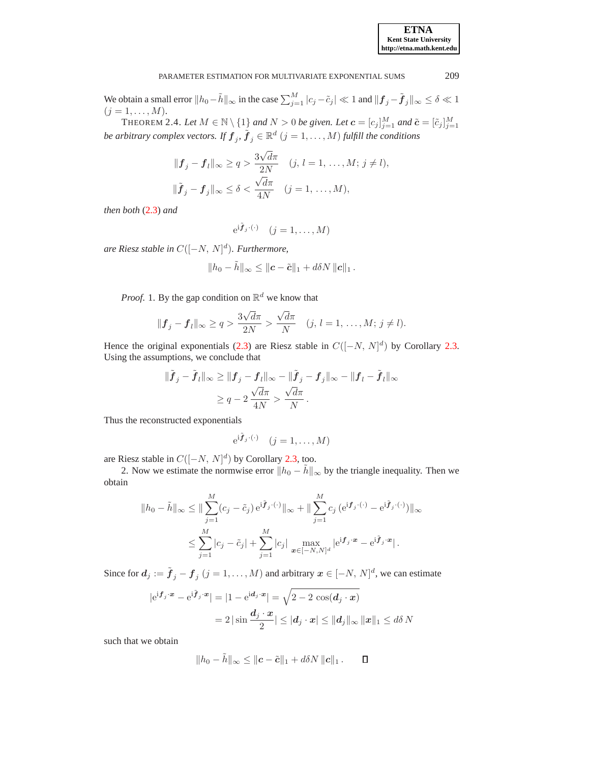We obtain a small error $\|h_0 - \tilde{h}\|_\infty$ in the case $\sum_{j=1}^M |c_j - \tilde{c}_j| \ll 1$ and $\|\boldsymbol{f}_j - \tilde{\boldsymbol{f}}_j\|_\infty \le \delta \ll 1$ $(j = 1, \ldots, M)$.

THEOREM 2.4. *Let $M \in \mathbb{N} \setminus \{1\}$ and $N > 0$ be given. Let $\boldsymbol{c} = [c_j]_{j=1}^M$ and $\tilde{\boldsymbol{c}} = [\tilde{c}_j]_{j=1}^M$ be arbitrary complex vectors. If $\boldsymbol{f}_j, \tilde{\boldsymbol{f}}_j \in \mathbb{R}^d$ $(j = 1, \ldots, M)$ fulfill the conditions*

$$\|\boldsymbol{f}_j - \boldsymbol{f}_l\|_\infty \ge q > \frac{3\sqrt{d}\pi}{2N} \quad (j,\, l = 1, \ldots, M;\, j \ne l),$$

$$\|\tilde{\boldsymbol{f}}_j - \boldsymbol{f}_j\|_\infty \le \delta < \frac{\sqrt{d}\pi}{4N} \quad (j = 1, \ldots, M),$$

*then both* (2.3) *and*

$$\mathrm{e}^{\mathrm{i}\tilde{\boldsymbol{f}}_j \cdot (\cdot)} \quad (j = 1, \ldots, M)$$

*are Riesz stable in $C([-N,\, N]^d)$. Furthermore,*

$$\|h_0 - \tilde{h}\|_\infty \le \|\boldsymbol{c} - \tilde{\boldsymbol{c}}\|_1 + d\delta N\, \|\boldsymbol{c}\|_1 .$$

*Proof.* 1. By the gap condition on $\mathbb{R}^d$ we know that

$$\|\boldsymbol{f}_j - \boldsymbol{f}_l\|_\infty \ge q > \frac{3\sqrt{d}\pi}{2N} > \frac{\sqrt{d}\pi}{N} \quad (j,\, l = 1, \ldots, M;\, j \ne l).$$

Hence the original exponentials (2.3) are Riesz stable in $C([-N,\, N]^d)$ by Corollary 2.3. Using the assumptions, we conclude that

$$\begin{aligned}
\|\tilde{\boldsymbol{f}}_j - \tilde{\boldsymbol{f}}_l\|_\infty &\ge \|\boldsymbol{f}_j - \boldsymbol{f}_l\|_\infty - \|\tilde{\boldsymbol{f}}_j - \boldsymbol{f}_j\|_\infty - \|\boldsymbol{f}_l - \tilde{\boldsymbol{f}}_l\|_\infty \\
&\ge q - 2\,\frac{\sqrt{d}\pi}{4N} > \frac{\sqrt{d}\pi}{N} .
\end{aligned}$$

Thus the reconstructed exponentials

$$\mathrm{e}^{\mathrm{i}\tilde{\boldsymbol{f}}_j \cdot (\cdot)} \quad (j = 1, \ldots, M)$$

are Riesz stable in $C([-N,\, N]^d)$ by Corollary 2.3, too.

2. Now we estimate the normwise error $\|h_0 - \tilde{h}\|_\infty$ by the triangle inequality. Then we obtain

$$\begin{aligned}
\|h_0 - \tilde{h}\|_\infty &\le \|\sum_{j=1}^M (c_j - \tilde{c}_j)\, \mathrm{e}^{\mathrm{i}\tilde{\boldsymbol{f}}_j \cdot (\cdot)}\|_\infty + \|\sum_{j=1}^M c_j\, (\mathrm{e}^{\mathrm{i}\boldsymbol{f}_j \cdot (\cdot)} - \mathrm{e}^{\mathrm{i}\tilde{\boldsymbol{f}}_j \cdot (\cdot)})\|_\infty \\
&\le \sum_{j=1}^M |c_j - \tilde{c}_j| + \sum_{j=1}^M |c_j| \max_{\boldsymbol{x} \in [-N,N]^d} |\mathrm{e}^{\mathrm{i}\boldsymbol{f}_j \cdot \boldsymbol{x}} - \mathrm{e}^{\mathrm{i}\tilde{\boldsymbol{f}}_j \cdot \boldsymbol{x}}| .
\end{aligned}$$

Since for $\boldsymbol{d}_j := \tilde{\boldsymbol{f}}_j - \boldsymbol{f}_j$ $(j = 1, \ldots, M)$ and arbitrary $\boldsymbol{x} \in [-N,\, N]^d$, we can estimate

$$\begin{aligned}
|\mathrm{e}^{\mathrm{i}\boldsymbol{f}_j \cdot \boldsymbol{x}} - \mathrm{e}^{\mathrm{i}\tilde{\boldsymbol{f}}_j \cdot \boldsymbol{x}}| &= |1 - \mathrm{e}^{\mathrm{i}\boldsymbol{d}_j \cdot \boldsymbol{x}}| = \sqrt{2 - 2\,\cos(\boldsymbol{d}_j \cdot \boldsymbol{x})} \\
&= 2\,|\sin \frac{\boldsymbol{d}_j \cdot \boldsymbol{x}}{2}| \le |\boldsymbol{d}_j \cdot \boldsymbol{x}| \le \|\boldsymbol{d}_j\|_\infty\, \|\boldsymbol{x}\|_1 \le d\delta\, N
\end{aligned}$$

such that we obtain

$$\|h_0 - \tilde{h}\|_\infty \le \|\boldsymbol{c} - \tilde{\boldsymbol{c}}\|_1 + d\delta N\, \|\boldsymbol{c}\|_1 . \qquad \square$$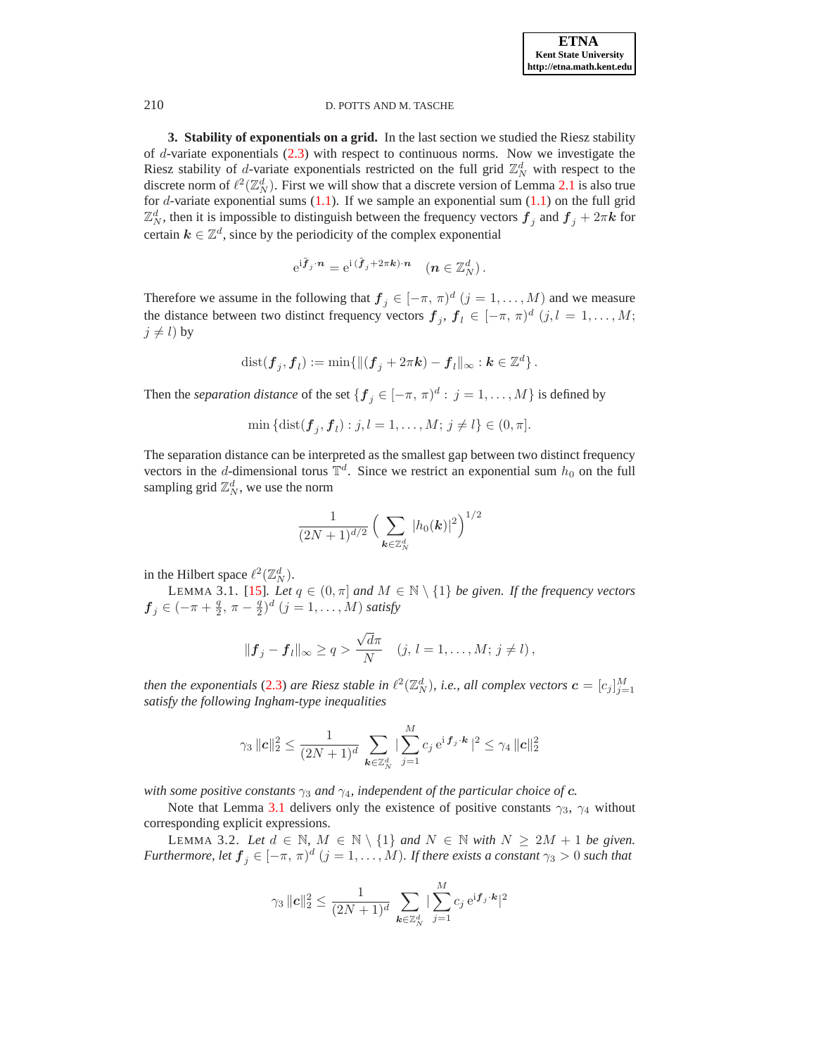## 3. Stability of exponentials on a grid.

In the last section we studied the Riesz stability of $d$-variate exponentials (2.3) with respect to continuous norms. Now we investigate the Riesz stability of $d$-variate exponentials restricted on the full grid $\mathbb{Z}_N^d$ with respect to the discrete norm of $\ell^2(\mathbb{Z}_N^d)$. First we will show that a discrete version of Lemma 2.1 is also true for $d$-variate exponential sums (1.1). If we sample an exponential sum (1.1) on the full grid $\mathbb{Z}_N^d$, then it is impossible to distinguish between the frequency vectors $\boldsymbol{f}_j$ and $\boldsymbol{f}_j + 2\pi\boldsymbol{k}$ for certain $\boldsymbol{k} \in \mathbb{Z}^d$, since by the periodicity of the complex exponential

$$\mathrm{e}^{\mathrm{i}\tilde{\boldsymbol{f}}_j\cdot\boldsymbol{n}} = \mathrm{e}^{\mathrm{i}\,(\tilde{\boldsymbol{f}}_j+2\pi\boldsymbol{k})\cdot\boldsymbol{n}} \quad (\boldsymbol{n} \in \mathbb{Z}_N^d)\,.$$

Therefore we assume in the following that $\boldsymbol{f}_j \in [-\pi,\,\pi)^d$ $(j = 1, \ldots, M)$ and we measure the distance between two distinct frequency vectors $\boldsymbol{f}_j,\, \boldsymbol{f}_l \in [-\pi,\,\pi)^d$ $(j, l = 1, \ldots, M;\; j \neq l)$ by

$$\mathrm{dist}(\boldsymbol{f}_j, \boldsymbol{f}_l) := \min\{\|(\boldsymbol{f}_j + 2\pi\boldsymbol{k}) - \boldsymbol{f}_l\|_\infty : \boldsymbol{k} \in \mathbb{Z}^d\}\,.$$

Then the *separation distance* of the set $\{\boldsymbol{f}_j \in [-\pi,\,\pi)^d : j = 1, \ldots, M\}$ is defined by

$$\min\{\mathrm{dist}(\boldsymbol{f}_j, \boldsymbol{f}_l) : j, l = 1, \ldots, M;\; j \neq l\} \in (0, \pi].$$

The separation distance can be interpreted as the smallest gap between two distinct frequency vectors in the $d$-dimensional torus $\mathbb{T}^d$. Since we restrict an exponential sum $h_0$ on the full sampling grid $\mathbb{Z}_N^d$, we use the norm

$$\frac{1}{(2N+1)^{d/2}}\Big(\sum_{\boldsymbol{k}\in\mathbb{Z}_N^d} |h_0(\boldsymbol{k})|^2\Big)^{1/2}$$

in the Hilbert space $\ell^2(\mathbb{Z}_N^d)$.

LEMMA 3.1. [15]. *Let $q \in (0, \pi]$ and $M \in \mathbb{N} \setminus \{1\}$ be given. If the frequency vectors $\boldsymbol{f}_j \in (-\pi + \frac{q}{2},\, \pi - \frac{q}{2})^d$ $(j = 1, \ldots, M)$ satisfy*

$$\|\boldsymbol{f}_j - \boldsymbol{f}_l\|_\infty \geq q > \frac{\sqrt{d}\pi}{N} \quad (j,\, l = 1, \ldots, M;\; j \neq l)\,,$$

*then the exponentials (2.3) are Riesz stable in $\ell^2(\mathbb{Z}_N^d)$, i.e., all complex vectors $\boldsymbol{c} = [c_j]_{j=1}^M$ satisfy the following Ingham-type inequalities*

$$\gamma_3\,\|\boldsymbol{c}\|_2^2 \leq \frac{1}{(2N+1)^d}\sum_{\boldsymbol{k}\in\mathbb{Z}_N^d} |\sum_{j=1}^M c_j\,\mathrm{e}^{\mathrm{i}\,\boldsymbol{f}_j\cdot\boldsymbol{k}}\,|^2 \leq \gamma_4\,\|\boldsymbol{c}\|_2^2$$

*with some positive constants $\gamma_3$ and $\gamma_4$, independent of the particular choice of $\boldsymbol{c}$.*

Note that Lemma 3.1 delivers only the existence of positive constants $\gamma_3$, $\gamma_4$ without corresponding explicit expressions.

LEMMA 3.2. *Let $d \in \mathbb{N}$, $M \in \mathbb{N} \setminus \{1\}$ and $N \in \mathbb{N}$ with $N \geq 2M + 1$ be given. Furthermore, let $\boldsymbol{f}_j \in [-\pi,\,\pi)^d$ $(j = 1, \ldots, M)$. If there exists a constant $\gamma_3 > 0$ such that*

$$\gamma_3\,\|\boldsymbol{c}\|_2^2 \leq \frac{1}{(2N+1)^d}\sum_{\boldsymbol{k}\in\mathbb{Z}_N^d} |\sum_{j=1}^M c_j\,\mathrm{e}^{\mathrm{i}\boldsymbol{f}_j\cdot\boldsymbol{k}}|^2$$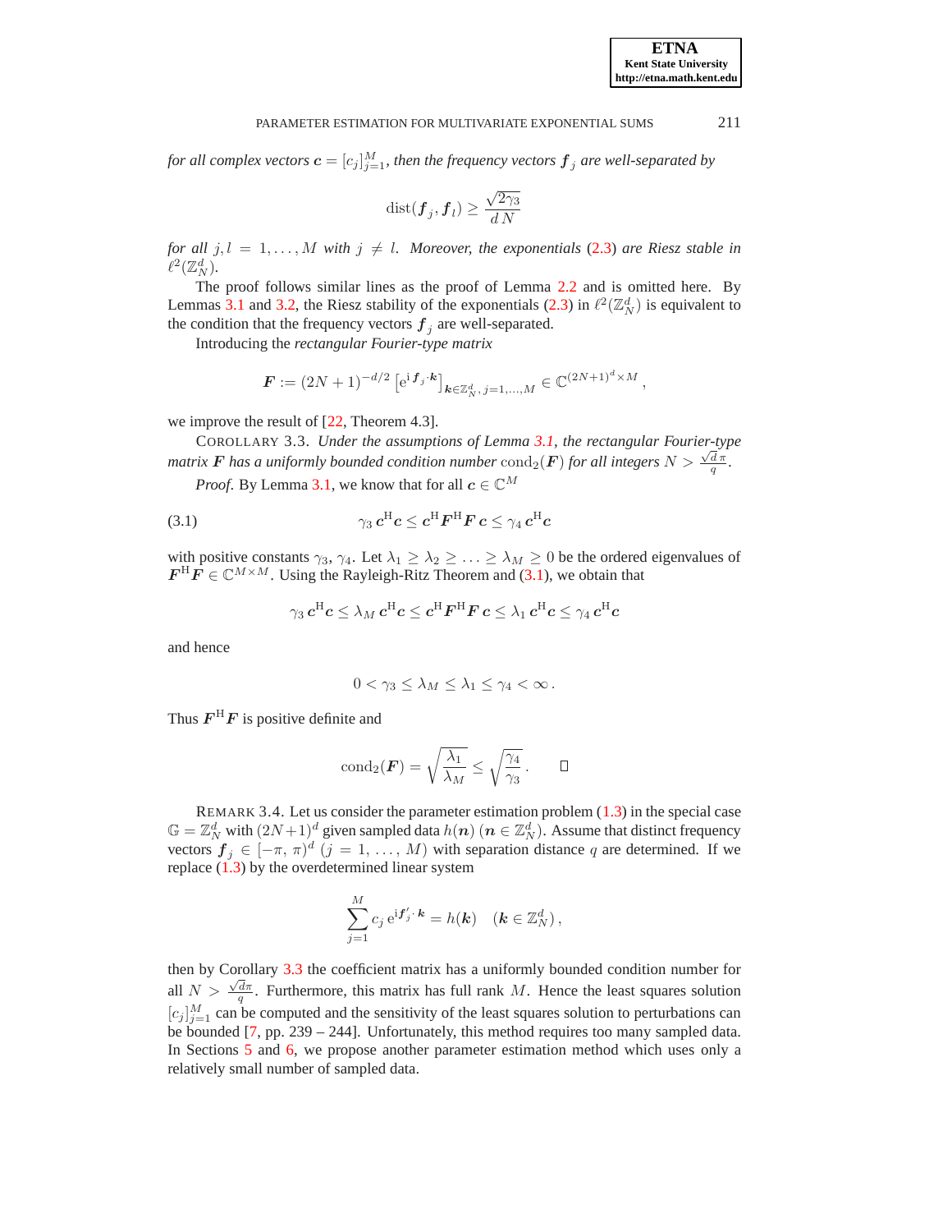*for all complex vectors $\boldsymbol{c} = [c_j]_{j=1}^M$, then the frequency vectors $\boldsymbol{f}_j$ are well-separated by*

$$\operatorname{dist}(\boldsymbol{f}_j, \boldsymbol{f}_l) \ge \frac{\sqrt{2\gamma_3}}{d\,N}$$

*for all $j, l = 1, \ldots, M$ with $j \neq l$. Moreover, the exponentials (2.3) are Riesz stable in $\ell^2(\mathbb{Z}_N^d)$.*

The proof follows similar lines as the proof of Lemma 2.2 and is omitted here. By Lemmas 3.1 and 3.2, the Riesz stability of the exponentials (2.3) in $\ell^2(\mathbb{Z}_N^d)$ is equivalent to the condition that the frequency vectors $\boldsymbol{f}_j$ are well-separated.

Introducing the *rectangular Fourier-type matrix*

$$\boldsymbol{F} := (2N+1)^{-d/2} \left[\mathrm{e}^{\mathrm{i}\,\boldsymbol{f}_j \cdot \boldsymbol{k}}\right]_{\boldsymbol{k} \in \mathbb{Z}_N^d,\, j=1,\ldots,M} \in \mathbb{C}^{(2N+1)^d \times M},$$

we improve the result of [22, Theorem 4.3].

COROLLARY 3.3. *Under the assumptions of Lemma 3.1, the rectangular Fourier-type matrix $\boldsymbol{F}$ has a uniformly bounded condition number $\operatorname{cond}_2(\boldsymbol{F})$ for all integers $N > \frac{\sqrt{d}\,\pi}{q}$.*

*Proof.* By Lemma 3.1, we know that for all $\boldsymbol{c} \in \mathbb{C}^M$

$$\gamma_3\, \boldsymbol{c}^{\mathrm{H}} \boldsymbol{c} \le \boldsymbol{c}^{\mathrm{H}} \boldsymbol{F}^{\mathrm{H}} \boldsymbol{F}\, \boldsymbol{c} \le \gamma_4\, \boldsymbol{c}^{\mathrm{H}} \boldsymbol{c} \tag{3.1}$$

with positive constants $\gamma_3, \gamma_4$. Let $\lambda_1 \ge \lambda_2 \ge \ldots \ge \lambda_M \ge 0$ be the ordered eigenvalues of $\boldsymbol{F}^{\mathrm{H}} \boldsymbol{F} \in \mathbb{C}^{M \times M}$. Using the Rayleigh-Ritz Theorem and (3.1), we obtain that

$$\gamma_3\, \boldsymbol{c}^{\mathrm{H}} \boldsymbol{c} \le \lambda_M\, \boldsymbol{c}^{\mathrm{H}} \boldsymbol{c} \le \boldsymbol{c}^{\mathrm{H}} \boldsymbol{F}^{\mathrm{H}} \boldsymbol{F}\, \boldsymbol{c} \le \lambda_1\, \boldsymbol{c}^{\mathrm{H}} \boldsymbol{c} \le \gamma_4\, \boldsymbol{c}^{\mathrm{H}} \boldsymbol{c}$$

and hence

$$0 < \gamma_3 \le \lambda_M \le \lambda_1 \le \gamma_4 < \infty\,.$$

Thus $\boldsymbol{F}^{\mathrm{H}} \boldsymbol{F}$ is positive definite and

$$\operatorname{cond}_2(\boldsymbol{F}) = \sqrt{\frac{\lambda_1}{\lambda_M}} \le \sqrt{\frac{\gamma_4}{\gamma_3}}\,. \qquad \square$$

REMARK 3.4. Let us consider the parameter estimation problem (1.3) in the special case $\mathbb{G} = \mathbb{Z}_N^d$ with $(2N+1)^d$ given sampled data $h(\boldsymbol{n})$ ($\boldsymbol{n} \in \mathbb{Z}_N^d$). Assume that distinct frequency vectors $\boldsymbol{f}_j \in [-\pi, \pi)^d$ ($j = 1, \ldots, M$) with separation distance $q$ are determined. If we replace (1.3) by the overdetermined linear system

$$\sum_{j=1}^{M} c_j\, \mathrm{e}^{\mathrm{i}\boldsymbol{f}'_j \cdot \boldsymbol{k}} = h(\boldsymbol{k}) \quad (\boldsymbol{k} \in \mathbb{Z}_N^d)\,,$$

then by Corollary 3.3 the coefficient matrix has a uniformly bounded condition number for all $N > \frac{\sqrt{d}\pi}{q}$. Furthermore, this matrix has full rank $M$. Hence the least squares solution $[c_j]_{j=1}^M$ can be computed and the sensitivity of the least squares solution to perturbations can be bounded [7, pp. 239 – 244]. Unfortunately, this method requires too many sampled data. In Sections 5 and 6, we propose another parameter estimation method which uses only a relatively small number of sampled data.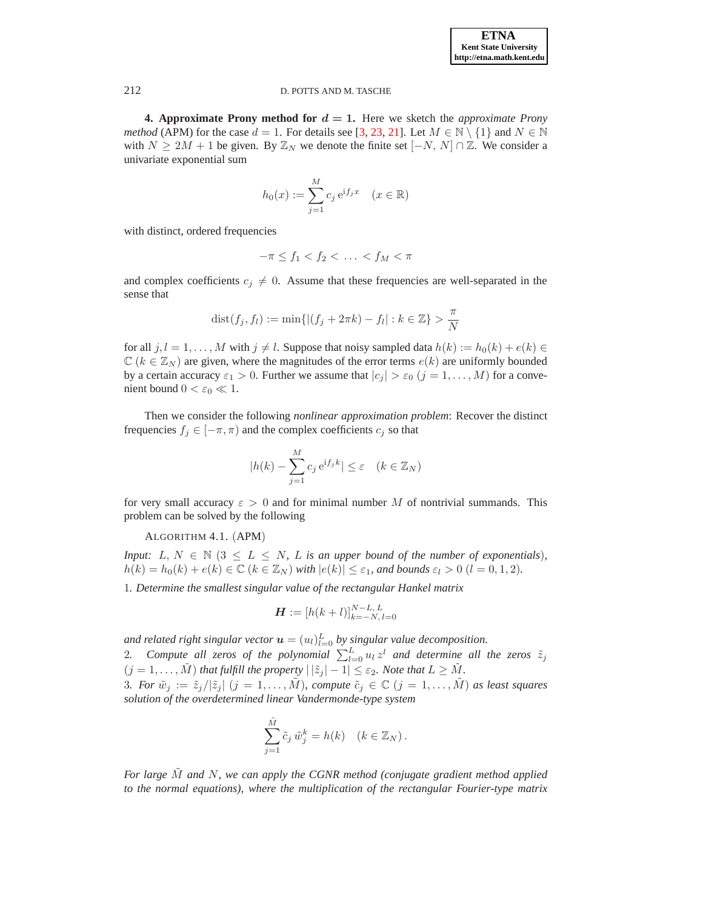**4. Approximate Prony method for $d = 1$.** Here we sketch the *approximate Prony method* (APM) for the case $d = 1$. For details see [3, 23, 21]. Let $M \in \mathbb{N} \setminus \{1\}$ and $N \in \mathbb{N}$ with $N \geq 2M + 1$ be given. By $\mathbb{Z}_N$ we denote the finite set $[-N, N] \cap \mathbb{Z}$. We consider a univariate exponential sum

$$h_0(x) := \sum_{j=1}^{M} c_j \, \mathrm{e}^{\mathrm{i} f_j x} \quad (x \in \mathbb{R})$$

with distinct, ordered frequencies

$$-\pi \leq f_1 < f_2 < \ldots < f_M < \pi$$

and complex coefficients $c_j \neq 0$. Assume that these frequencies are well-separated in the sense that

$$\mathrm{dist}(f_j, f_l) := \min\{|(f_j + 2\pi k) - f_l| : k \in \mathbb{Z}\} > \frac{\pi}{N}$$

for all $j, l = 1, \ldots, M$ with $j \neq l$. Suppose that noisy sampled data $h(k) := h_0(k) + e(k) \in \mathbb{C}$ $(k \in \mathbb{Z}_N)$ are given, where the magnitudes of the error terms $e(k)$ are uniformly bounded by a certain accuracy $\varepsilon_1 > 0$. Further we assume that $|c_j| > \varepsilon_0$ $(j = 1, \ldots, M)$ for a convenient bound $0 < \varepsilon_0 \ll 1$.

Then we consider the following *nonlinear approximation problem*: Recover the distinct frequencies $f_j \in [-\pi, \pi)$ and the complex coefficients $c_j$ so that

$$|h(k) - \sum_{j=1}^{M} c_j \, \mathrm{e}^{\mathrm{i} f_j k}| \leq \varepsilon \quad (k \in \mathbb{Z}_N)$$

for very small accuracy $\varepsilon > 0$ and for minimal number $M$ of nontrivial summands. This problem can be solved by the following

ALGORITHM 4.1. (APM)

*Input:* $L, N \in \mathbb{N}$ $(3 \leq L \leq N$, *$L$ is an upper bound of the number of exponentials*$)$, $h(k) = h_0(k) + e(k) \in \mathbb{C}$ $(k \in \mathbb{Z}_N)$ *with* $|e(k)| \leq \varepsilon_1$, *and bounds* $\varepsilon_l > 0$ $(l = 0, 1, 2)$.

1. *Determine the smallest singular value of the rectangular Hankel matrix*

$$\boldsymbol{H} := [h(k + l)]_{k=-N,\, l=0}^{N-L,\, L}$$

*and related right singular vector* $\boldsymbol{u} = (u_l)_{l=0}^{L}$ *by singular value decomposition.*

2. *Compute all zeros of the polynomial* $\sum_{l=0}^{L} u_l \, z^l$ *and determine all the zeros* $\tilde{z}_j$ $(j = 1, \ldots, \tilde{M})$ *that fulfill the property* $|\,|\tilde{z}_j| - 1| \leq \varepsilon_2$. *Note that* $L \geq \tilde{M}$.

3. *For* $\tilde{w}_j := \tilde{z}_j / |\tilde{z}_j|$ $(j = 1, \ldots, \tilde{M})$, *compute* $\tilde{c}_j \in \mathbb{C}$ $(j = 1, \ldots, \tilde{M})$ *as least squares solution of the overdetermined linear Vandermonde-type system*

$$\sum_{j=1}^{\tilde{M}} \tilde{c}_j \, \tilde{w}_j^k = h(k) \quad (k \in \mathbb{Z}_N)\,.$$

*For large $\tilde{M}$ and $N$, we can apply the CGNR method (conjugate gradient method applied to the normal equations), where the multiplication of the rectangular Fourier-type matrix*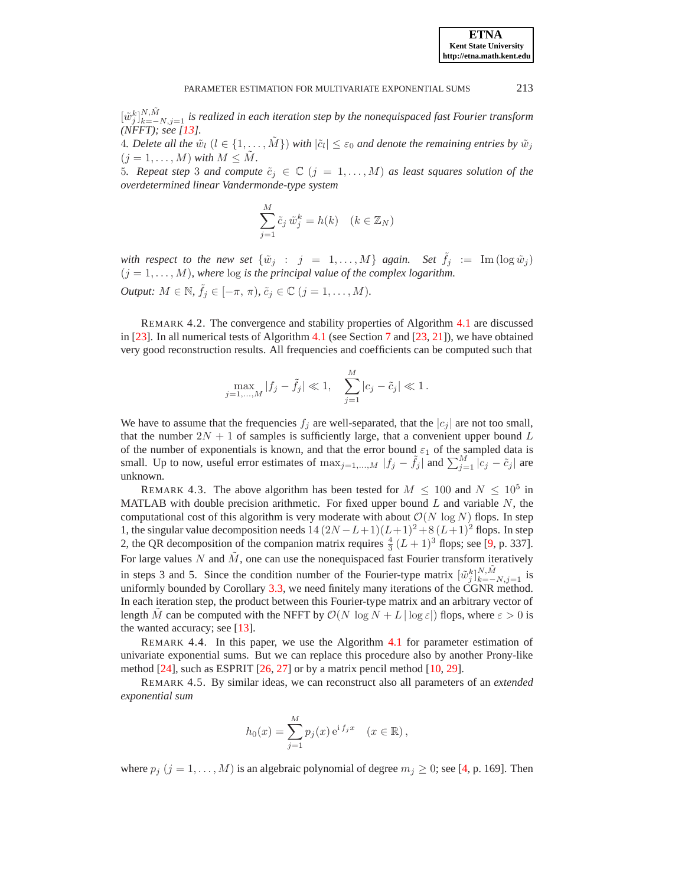$[\tilde{w}_j^k]_{k=-N,j=1}^{N,\tilde{M}}$ *is realized in each iteration step by the nonequispaced fast Fourier transform (NFFT); see [13].*

4. *Delete all the* $\tilde{w}_l$ $(l \in \{1,\ldots,\tilde{M}\})$ *with* $|\tilde{c}_l| \le \varepsilon_0$ *and denote the remaining entries by* $\tilde{w}_j$ $(j = 1,\ldots,M)$ *with* $M \le \tilde{M}$.

5. *Repeat step 3 and compute* $\tilde{c}_j \in \mathbb{C}$ $(j = 1,\ldots,M)$ *as least squares solution of the overdetermined linear Vandermonde-type system*

$$\sum_{j=1}^{M} \tilde{c}_j \, \tilde{w}_j^k = h(k) \quad (k \in \mathbb{Z}_N)$$

*with respect to the new set* $\{\tilde{w}_j : j = 1,\ldots,M\}$ *again. Set* $\tilde{f}_j := \operatorname{Im}(\log \tilde{w}_j)$ $(j = 1,\ldots,M)$*, where* log *is the principal value of the complex logarithm.*

*Output:* $M \in \mathbb{N}$, $\tilde{f}_j \in [-\pi,\, \pi)$, $\tilde{c}_j \in \mathbb{C}$ $(j = 1,\ldots,M)$.

REMARK 4.2. The convergence and stability properties of Algorithm 4.1 are discussed in [23]. In all numerical tests of Algorithm 4.1 (see Section 7 and [23, 21]), we have obtained very good reconstruction results. All frequencies and coefficients can be computed such that

$$\max_{j=1,\ldots,M} |f_j - \tilde{f}_j| \ll 1, \quad \sum_{j=1}^{M} |c_j - \tilde{c}_j| \ll 1\,.$$

We have to assume that the frequencies $f_j$ are well-separated, that the $|c_j|$ are not too small, that the number $2N+1$ of samples is sufficiently large, that a convenient upper bound $L$ of the number of exponentials is known, and that the error bound $\varepsilon_1$ of the sampled data is small. Up to now, useful error estimates of $\max_{j=1,\ldots,M} |f_j - \tilde{f}_j|$ and $\sum_{j=1}^{M} |c_j - \tilde{c}_j|$ are unknown.

REMARK 4.3. The above algorithm has been tested for $M \le 100$ and $N \le 10^5$ in MATLAB with double precision arithmetic. For fixed upper bound $L$ and variable $N$, the computational cost of this algorithm is very moderate with about $\mathcal{O}(N \log N)$ flops. In step 1, the singular value decomposition needs $14\,(2N-L+1)(L+1)^2 + 8\,(L+1)^2$ flops. In step 2, the QR decomposition of the companion matrix requires $\frac{4}{3}\,(L+1)^3$ flops; see [9, p. 337]. For large values $N$ and $\tilde{M}$, one can use the nonequispaced fast Fourier transform iteratively in steps 3 and 5. Since the condition number of the Fourier-type matrix $[\tilde{w}_j^k]_{k=-N,j=1}^{N,\tilde{M}}$ is uniformly bounded by Corollary 3.3, we need finitely many iterations of the CGNR method. In each iteration step, the product between this Fourier-type matrix and an arbitrary vector of length $\tilde{M}$ can be computed with the NFFT by $\mathcal{O}(N \log N + L\,|\log \varepsilon|)$ flops, where $\varepsilon > 0$ is the wanted accuracy; see [13].

REMARK 4.4. In this paper, we use the Algorithm 4.1 for parameter estimation of univariate exponential sums. But we can replace this procedure also by another Prony-like method [24], such as ESPRIT [26, 27] or by a matrix pencil method [10, 29].

REMARK 4.5. By similar ideas, we can reconstruct also all parameters of an *extended exponential sum*

$$h_0(x) = \sum_{j=1}^{M} p_j(x)\, \mathrm{e}^{\mathrm{i}\, f_j x} \quad (x \in \mathbb{R})\,,$$

where $p_j$ $(j = 1,\ldots,M)$ is an algebraic polynomial of degree $m_j \ge 0$; see [4, p. 169]. Then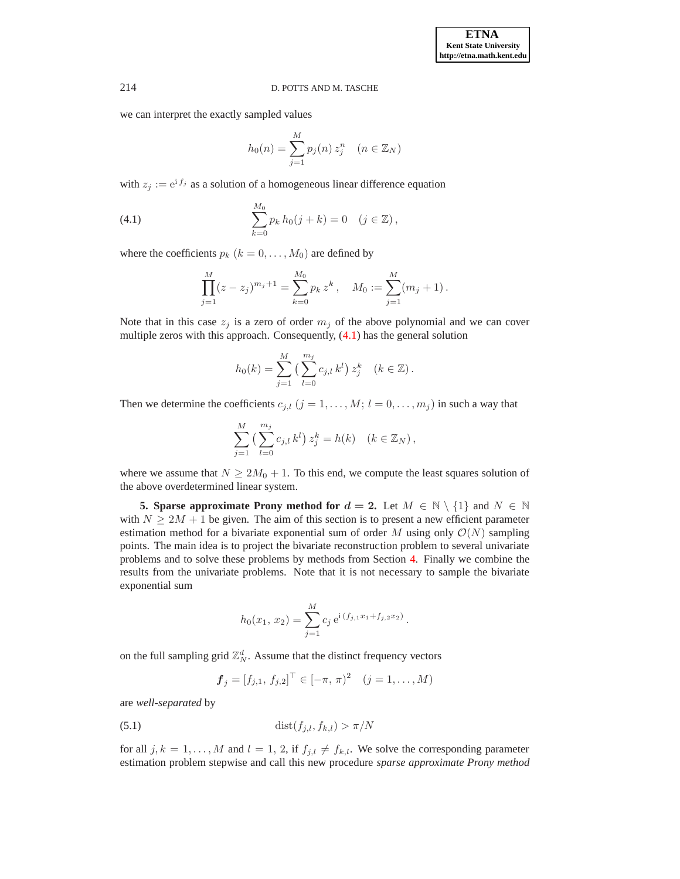we can interpret the exactly sampled values

$$h_0(n) = \sum_{j=1}^{M} p_j(n)\, z_j^n \quad (n \in \mathbb{Z}_N)$$

with $z_j := \mathrm{e}^{\mathrm{i}\, f_j}$ as a solution of a homogeneous linear difference equation

$$\sum_{k=0}^{M_0} p_k\, h_0(j+k) = 0 \quad (j \in \mathbb{Z})\,, \tag{4.1}$$

where the coefficients $p_k$ $(k = 0, \ldots, M_0)$ are defined by

$$\prod_{j=1}^{M} (z - z_j)^{m_j+1} = \sum_{k=0}^{M_0} p_k\, z^k\,, \quad M_0 := \sum_{j=1}^{M} (m_j + 1)\,.$$

Note that in this case $z_j$ is a zero of order $m_j$ of the above polynomial and we can cover multiple zeros with this approach. Consequently, (4.1) has the general solution

$$h_0(k) = \sum_{j=1}^{M} \big( \sum_{l=0}^{m_j} c_{j,l}\, k^l \big)\, z_j^k \quad (k \in \mathbb{Z})\,.$$

Then we determine the coefficients $c_{j,l}$ $(j = 1, \ldots, M;\ l = 0, \ldots, m_j)$ in such a way that

$$\sum_{j=1}^{M} \big( \sum_{l=0}^{m_j} c_{j,l}\, k^l \big)\, z_j^k = h(k) \quad (k \in \mathbb{Z}_N)\,,$$

where we assume that $N \geq 2M_0 + 1$. To this end, we compute the least squares solution of the above overdetermined linear system.

**5. Sparse approximate Prony method for $d = 2$.** Let $M \in \mathbb{N} \setminus \{1\}$ and $N \in \mathbb{N}$ with $N \geq 2M + 1$ be given. The aim of this section is to present a new efficient parameter estimation method for a bivariate exponential sum of order $M$ using only $\mathcal{O}(N)$ sampling points. The main idea is to project the bivariate reconstruction problem to several univariate problems and to solve these problems by methods from Section 4. Finally we combine the results from the univariate problems. Note that it is not necessary to sample the bivariate exponential sum

$$h_0(x_1,\, x_2) = \sum_{j=1}^{M} c_j\, \mathrm{e}^{\mathrm{i}\,(f_{j,1} x_1 + f_{j,2} x_2)}\,.$$

on the full sampling grid $\mathbb{Z}_N^d$. Assume that the distinct frequency vectors

$$\boldsymbol{f}_j = [f_{j,1},\, f_{j,2}]^\top \in [-\pi,\, \pi)^2 \quad (j = 1, \ldots, M)$$

are *well-separated* by

$$\mathrm{dist}(f_{j,l}, f_{k,l}) > \pi/N \tag{5.1}$$

for all $j, k = 1, \ldots, M$ and $l = 1,\, 2$, if $f_{j,l} \neq f_{k,l}$. We solve the corresponding parameter estimation problem stepwise and call this new procedure *sparse approximate Prony method*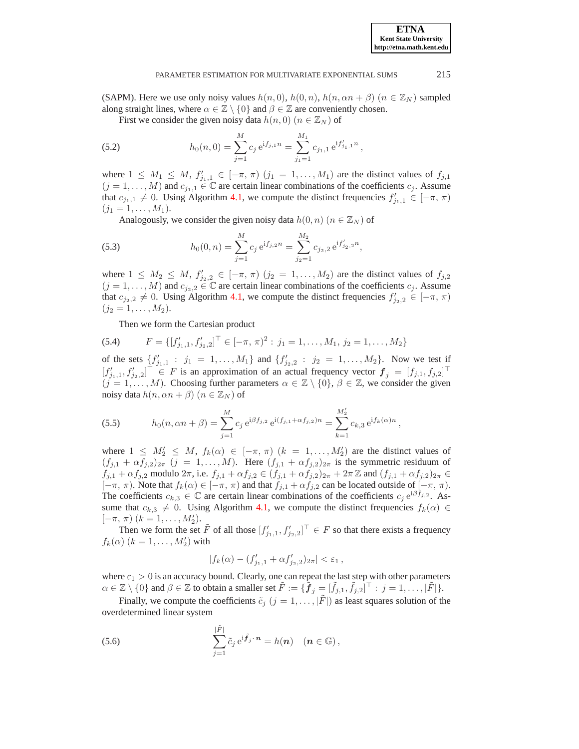(SAPM). Here we use only noisy values $h(n,0)$, $h(0,n)$, $h(n,\alpha n+\beta)$ $(n \in \mathbb{Z}_N)$ sampled along straight lines, where $\alpha \in \mathbb{Z}\setminus\{0\}$ and $\beta \in \mathbb{Z}$ are conveniently chosen.

First we consider the given noisy data $h(n,0)$ $(n \in \mathbb{Z}_N)$ of

$$h_0(n,0) = \sum_{j=1}^{M} c_j\, \mathrm{e}^{\mathrm{i} f_{j,1} n} = \sum_{j_1=1}^{M_1} c_{j_1,1}\, \mathrm{e}^{\mathrm{i} f'_{j_1,1} n}\,, \tag{5.2}$$

where $1 \le M_1 \le M$, $f'_{j_1,1} \in [-\pi,\,\pi)$ $(j_1 = 1,\dots,M_1)$ are the distinct values of $f_{j,1}$ $(j = 1,\dots,M)$ and $c_{j_1,1} \in \mathbb{C}$ are certain linear combinations of the coefficients $c_j$. Assume that $c_{j_1,1} \neq 0$. Using Algorithm 4.1, we compute the distinct frequencies $f'_{j_1,1} \in [-\pi,\,\pi)$ $(j_1 = 1,\dots,M_1)$.

Analogously, we consider the given noisy data $h(0,n)$ $(n \in \mathbb{Z}_N)$ of

$$h_0(0,n) = \sum_{j=1}^{M} c_j\, \mathrm{e}^{\mathrm{i} f_{j,2} n} = \sum_{j_2=1}^{M_2} c_{j_2,2}\, \mathrm{e}^{\mathrm{i} f'_{j_2,2} n}, \tag{5.3}$$

where $1 \le M_2 \le M$, $f'_{j_2,2} \in [-\pi,\,\pi)$ $(j_2 = 1,\dots,M_2)$ are the distinct values of $f_{j,2}$ $(j = 1,\dots,M)$ and $c_{j_2,2} \in \mathbb{C}$ are certain linear combinations of the coefficients $c_j$. Assume that $c_{j_2,2} \neq 0$. Using Algorithm 4.1, we compute the distinct frequencies $f'_{j_2,2} \in [-\pi,\,\pi)$ $(j_2 = 1,\dots,M_2)$.

Then we form the Cartesian product

$$F = \{[f'_{j_1,1}, f'_{j_2,2}]^\top \in [-\pi,\,\pi)^2 : j_1 = 1,\dots,M_1,\ j_2 = 1,\dots,M_2\} \tag{5.4}$$

of the sets $\{f'_{j_1,1} : j_1 = 1,\dots,M_1\}$ and $\{f'_{j_2,2} : j_2 = 1,\dots,M_2\}$. Now we test if $[f'_{j_1,1}, f'_{j_2,2}]^\top \in F$ is an approximation of an actual frequency vector $\boldsymbol{f}_j = [f_{j,1}, f_{j,2}]^\top$ $(j = 1,\dots,M)$. Choosing further parameters $\alpha \in \mathbb{Z}\setminus\{0\}$, $\beta \in \mathbb{Z}$, we consider the given noisy data $h(n,\alpha n+\beta)$ $(n \in \mathbb{Z}_N)$ of

$$h_0(n,\alpha n+\beta) = \sum_{j=1}^{M} c_j\, \mathrm{e}^{\mathrm{i}\beta f_{j,2}}\, \mathrm{e}^{\mathrm{i}(f_{j,1}+\alpha f_{j,2})n} = \sum_{k=1}^{M'_2} c_{k,3}\, \mathrm{e}^{\mathrm{i} f_k(\alpha) n}\,, \tag{5.5}$$

where $1 \le M'_2 \le M$, $f_k(\alpha) \in [-\pi,\,\pi)$ $(k = 1,\dots,M'_2)$ are the distinct values of $(f_{j,1}+\alpha f_{j,2})_{2\pi}$ $(j = 1,\dots,M)$. Here $(f_{j,1}+\alpha f_{j,2})_{2\pi}$ is the symmetric residuum of $f_{j,1}+\alpha f_{j,2}$ modulo $2\pi$, i.e. $f_{j,1}+\alpha f_{j,2} \in (f_{j,1}+\alpha f_{j,2})_{2\pi} + 2\pi\,\mathbb{Z}$ and $(f_{j,1}+\alpha f_{j,2})_{2\pi} \in [-\pi,\,\pi)$. Note that $f_k(\alpha) \in [-\pi,\,\pi)$ and that $f_{j,1}+\alpha f_{j,2}$ can be located outside of $[-\pi,\,\pi)$. The coefficients $c_{k,3} \in \mathbb{C}$ are certain linear combinations of the coefficients $c_j\,\mathrm{e}^{\mathrm{i}\beta f_{j,2}}$. Assume that $c_{k,3} \neq 0$. Using Algorithm 4.1, we compute the distinct frequencies $f_k(\alpha) \in [-\pi,\,\pi)$ $(k = 1,\dots,M'_2)$.

Then we form the set $\tilde{F}$ of all those $[f'_{j_1,1}, f'_{j_2,2}]^\top \in F$ so that there exists a frequency $f_k(\alpha)$ $(k = 1,\dots,M'_2)$ with

$$|f_k(\alpha) - (f'_{j_1,1} + \alpha f'_{j_2,2})_{2\pi}| < \varepsilon_1\,,$$

where $\varepsilon_1 > 0$ is an accuracy bound. Clearly, one can repeat the last step with other parameters $\alpha \in \mathbb{Z}\setminus\{0\}$ and $\beta \in \mathbb{Z}$ to obtain a smaller set $\tilde{F} := \{\tilde{\boldsymbol{f}}_j = [\tilde{f}_{j,1}, \tilde{f}_{j,2}]^\top : j = 1,\dots,|\tilde{F}|\}$.

Finally, we compute the coefficients $\tilde{c}_j$ $(j = 1,\dots,|\tilde{F}|)$ as least squares solution of the overdetermined linear system

$$\sum_{j=1}^{|\tilde{F}|} \tilde{c}_j\, \mathrm{e}^{\mathrm{i}\tilde{\boldsymbol{f}}_j\cdot \boldsymbol{n}} = h(\boldsymbol{n}) \quad (\boldsymbol{n} \in \mathbb{G})\,, \tag{5.6}$$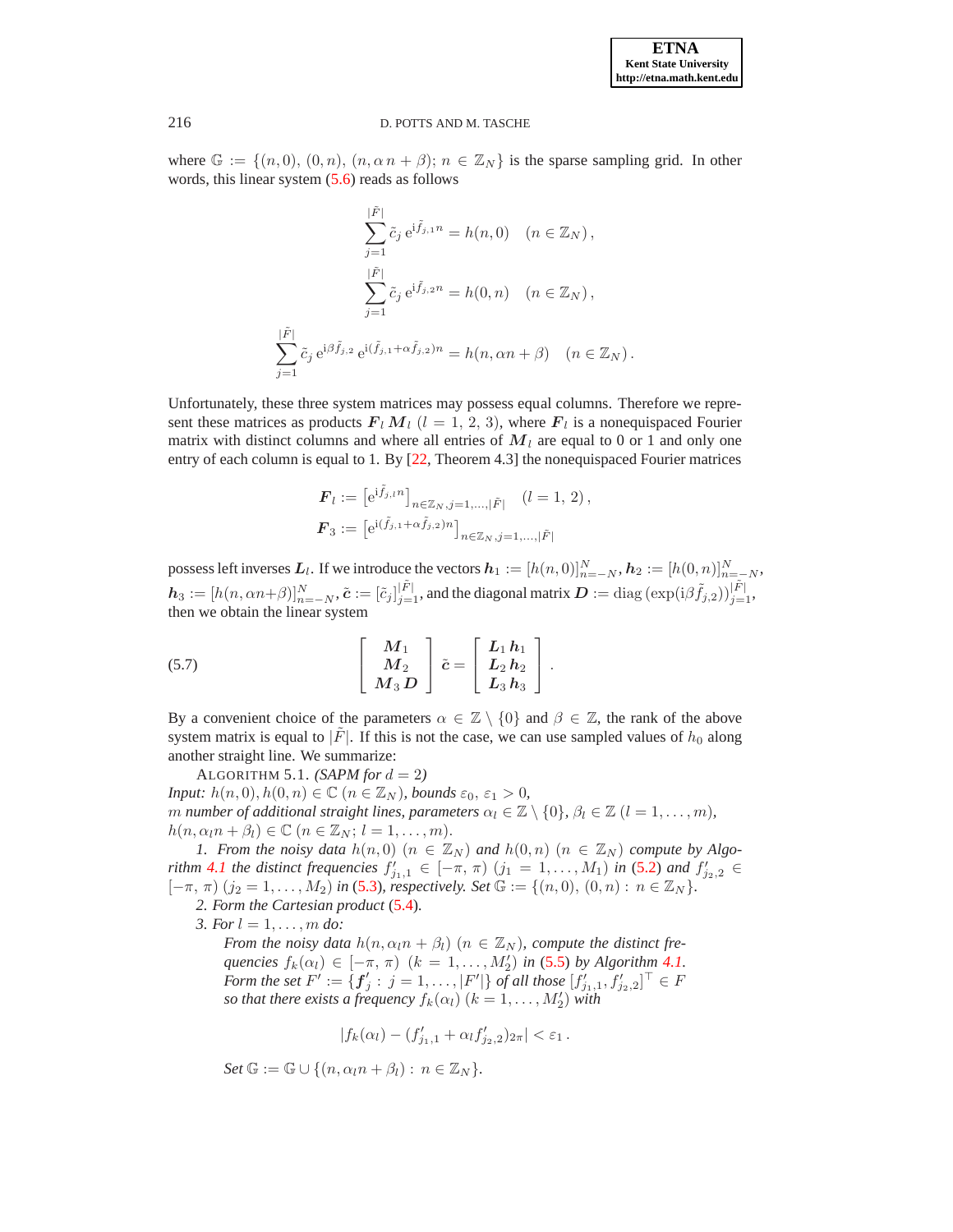where $\mathbb{G} := \{(n,0),\,(0,n),\,(n,\alpha\,n+\beta);\, n \in \mathbb{Z}_N\}$ is the sparse sampling grid. In other words, this linear system (5.6) reads as follows

$$
\begin{aligned}
\sum_{j=1}^{|\tilde{F}|} \tilde{c}_j\, \mathrm{e}^{\mathrm{i}\tilde{f}_{j,1} n} &= h(n,0) \quad (n \in \mathbb{Z}_N)\,,\\
\sum_{j=1}^{|\tilde{F}|} \tilde{c}_j\, \mathrm{e}^{\mathrm{i}\tilde{f}_{j,2} n} &= h(0,n) \quad (n \in \mathbb{Z}_N)\,,\\
\sum_{j=1}^{|\tilde{F}|} \tilde{c}_j\, \mathrm{e}^{\mathrm{i}\beta\tilde{f}_{j,2}}\, \mathrm{e}^{\mathrm{i}(\tilde{f}_{j,1}+\alpha\tilde{f}_{j,2})n} &= h(n,\alpha n+\beta) \quad (n \in \mathbb{Z}_N)\,.
\end{aligned}
$$

Unfortunately, these three system matrices may possess equal columns. Therefore we represent these matrices as products $\boldsymbol{F}_l\,\boldsymbol{M}_l$ $(l = 1,\,2,\,3)$, where $\boldsymbol{F}_l$ is a nonequispaced Fourier matrix with distinct columns and where all entries of $\boldsymbol{M}_l$ are equal to 0 or 1 and only one entry of each column is equal to 1. By [22, Theorem 4.3] the nonequispaced Fourier matrices

$$
\begin{aligned}
\boldsymbol{F}_l &:= \left[\mathrm{e}^{\mathrm{i}\tilde{f}_{j,l} n}\right]_{n\in\mathbb{Z}_N, j=1,\ldots,|\tilde{F}|} \quad (l = 1,\,2)\,,\\
\boldsymbol{F}_3 &:= \left[\mathrm{e}^{\mathrm{i}(\tilde{f}_{j,1}+\alpha\tilde{f}_{j,2})n}\right]_{n\in\mathbb{Z}_N, j=1,\ldots,|\tilde{F}|}
\end{aligned}
$$

possess left inverses $\boldsymbol{L}_l$. If we introduce the vectors $\boldsymbol{h}_1 := [h(n,0)]_{n=-N}^{N}$, $\boldsymbol{h}_2 := [h(0,n)]_{n=-N}^{N}$, $\boldsymbol{h}_3 := [h(n,\alpha n+\beta)]_{n=-N}^{N}$, $\tilde{\boldsymbol{c}} := [\tilde{c}_j]_{j=1}^{|\tilde{F}|}$, and the diagonal matrix $\boldsymbol{D} := \mathrm{diag}\,(\exp(\mathrm{i}\beta\tilde{f}_{j,2}))_{j=1}^{|\tilde{F}|}$, then we obtain the linear system

$$
\begin{bmatrix} \boldsymbol{M}_1 \\ \boldsymbol{M}_2 \\ \boldsymbol{M}_3\,\boldsymbol{D} \end{bmatrix} \tilde{\boldsymbol{c}} = \begin{bmatrix} \boldsymbol{L}_1\,\boldsymbol{h}_1 \\ \boldsymbol{L}_2\,\boldsymbol{h}_2 \\ \boldsymbol{L}_3\,\boldsymbol{h}_3 \end{bmatrix}. \tag{5.7}
$$

By a convenient choice of the parameters $\alpha \in \mathbb{Z} \setminus \{0\}$ and $\beta \in \mathbb{Z}$, the rank of the above system matrix is equal to $|\tilde{F}|$. If this is not the case, we can use sampled values of $h_0$ along another straight line. We summarize:

ALGORITHM 5.1. *(SAPM for $d = 2$)*
*Input:* $h(n,0), h(0,n) \in \mathbb{C}$ $(n \in \mathbb{Z}_N)$, *bounds* $\varepsilon_0,\ \varepsilon_1 > 0$,
$m$ *number of additional straight lines, parameters* $\alpha_l \in \mathbb{Z}\setminus\{0\}$, $\beta_l \in \mathbb{Z}$ $(l = 1,\ldots,m)$,
$h(n,\alpha_l n+\beta_l) \in \mathbb{C}$ $(n \in \mathbb{Z}_N;\ l = 1,\ldots,m)$.

*1. From the noisy data* $h(n,0)$ $(n \in \mathbb{Z}_N)$ *and* $h(0,n)$ $(n \in \mathbb{Z}_N)$ *compute by Algorithm 4.1 the distinct frequencies* $f'_{j_1,1} \in [-\pi,\,\pi)$ $(j_1 = 1,\ldots,M_1)$ *in* (5.2) *and* $f'_{j_2,2} \in [-\pi,\,\pi)$ $(j_2 = 1,\ldots,M_2)$ *in* (5.3)*, respectively. Set* $\mathbb{G} := \{(n,0),\,(0,n) :\ n \in \mathbb{Z}_N\}$.

*2. Form the Cartesian product* (5.4).

*3. For* $l = 1,\ldots,m$ *do:*

*From the noisy data* $h(n,\alpha_l n+\beta_l)$ $(n \in \mathbb{Z}_N)$*, compute the distinct frequencies* $f_k(\alpha_l) \in [-\pi,\,\pi)$ $(k = 1,\ldots,M'_2)$ *in* (5.5) *by Algorithm 4.1.*
*Form the set* $F' := \{\boldsymbol{f}'_j :\ j = 1,\ldots,|F'|\}$ *of all those* $[f'_{j_1,1}, f'_{j_2,2}]^\top \in F$ *so that there exists a frequency* $f_k(\alpha_l)$ $(k = 1,\ldots,M'_2)$ *with*

$$
|f_k(\alpha_l) - (f'_{j_1,1} + \alpha_l f'_{j_2,2})_{2\pi}| < \varepsilon_1\,.
$$

*Set* $\mathbb{G} := \mathbb{G} \cup \{(n,\alpha_l n+\beta_l) :\ n \in \mathbb{Z}_N\}$.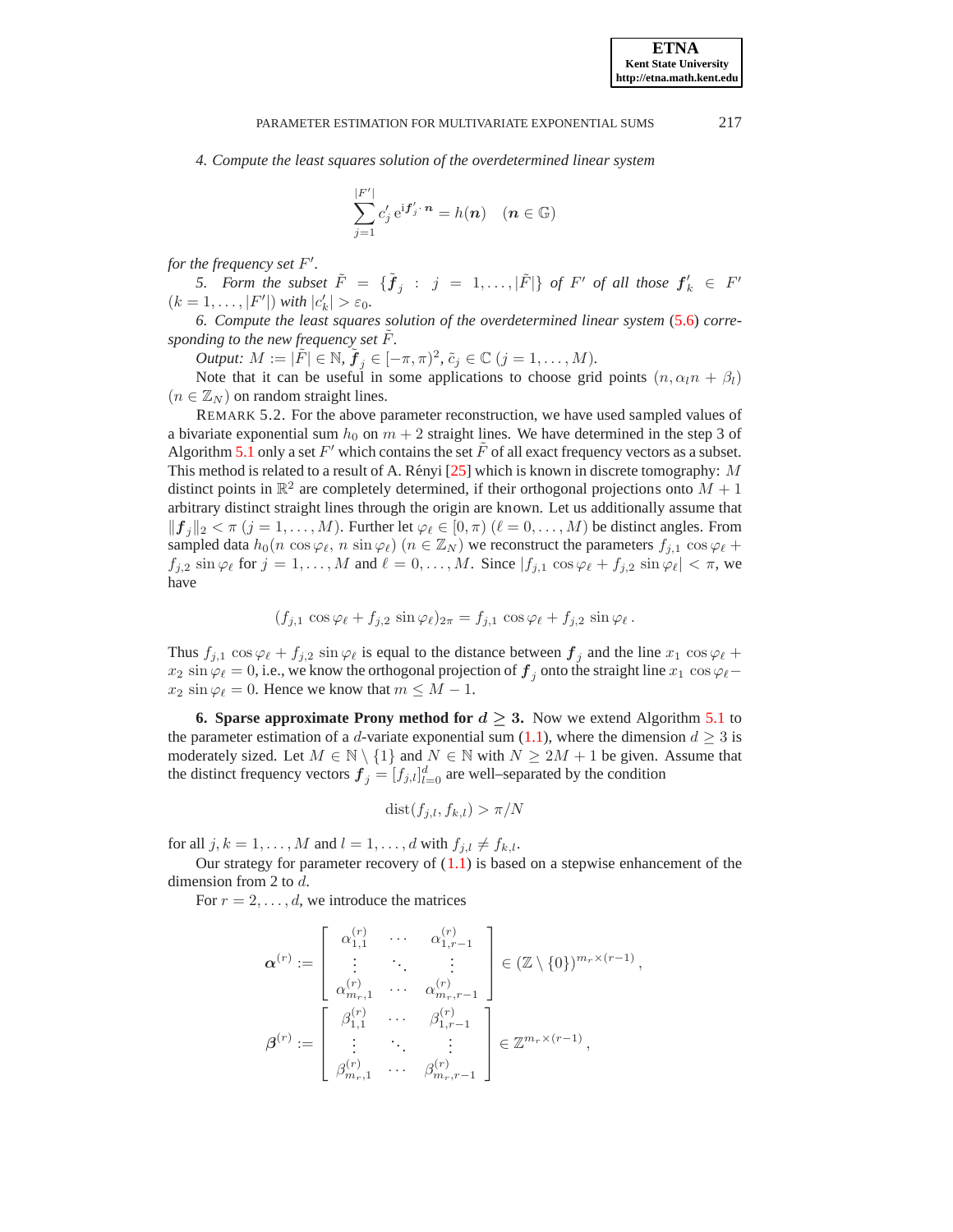*4. Compute the least squares solution of the overdetermined linear system*

$$\sum_{j=1}^{|F'|} c'_j \,\mathrm{e}^{\mathrm{i}\boldsymbol{f}'_j\cdot\boldsymbol{n}} = h(\boldsymbol{n}) \quad (\boldsymbol{n}\in\mathbb{G})$$

*for the frequency set $F'$.*

*5. Form the subset $\tilde{F} = \{\tilde{\boldsymbol{f}}_j : j = 1,\ldots,|\tilde{F}|\}$ of $F'$ of all those $\boldsymbol{f}'_k \in F'$ $(k = 1,\ldots,|F'|)$ with $|c'_k| > \varepsilon_0$.*

*6. Compute the least squares solution of the overdetermined linear system (5.6) corresponding to the new frequency set $\tilde{F}$.*

*Output:* $M := |\tilde{F}| \in \mathbb{N}$, $\tilde{\boldsymbol{f}}_j \in [-\pi,\pi)^2$, $\tilde{c}_j \in \mathbb{C}$ $(j = 1,\ldots,M)$.

Note that it can be useful in some applications to choose grid points $(n, \alpha_l n + \beta_l)$ $(n \in \mathbb{Z}_N)$ on random straight lines.

REMARK 5.2. For the above parameter reconstruction, we have used sampled values of a bivariate exponential sum $h_0$ on $m+2$ straight lines. We have determined in the step 3 of Algorithm 5.1 only a set $F'$ which contains the set $\tilde{F}$ of all exact frequency vectors as a subset. This method is related to a result of A. Rényi [25] which is known in discrete tomography: $M$ distinct points in $\mathbb{R}^2$ are completely determined, if their orthogonal projections onto $M+1$ arbitrary distinct straight lines through the origin are known. Let us additionally assume that $\|\boldsymbol{f}_j\|_2 < \pi$ $(j = 1,\ldots,M)$. Further let $\varphi_\ell \in [0,\pi)$ $(\ell = 0,\ldots,M)$ be distinct angles. From sampled data $h_0(n\cos\varphi_\ell,\, n\sin\varphi_\ell)$ $(n \in \mathbb{Z}_N)$ we reconstruct the parameters $f_{j,1}\cos\varphi_\ell + f_{j,2}\sin\varphi_\ell$ for $j = 1,\ldots,M$ and $\ell = 0,\ldots,M$. Since $|f_{j,1}\cos\varphi_\ell + f_{j,2}\sin\varphi_\ell| < \pi$, we have

$$(f_{j,1}\cos\varphi_\ell + f_{j,2}\sin\varphi_\ell)_{2\pi} = f_{j,1}\cos\varphi_\ell + f_{j,2}\sin\varphi_\ell\,.$$

Thus $f_{j,1}\cos\varphi_\ell + f_{j,2}\sin\varphi_\ell$ is equal to the distance between $\boldsymbol{f}_j$ and the line $x_1\cos\varphi_\ell + x_2\sin\varphi_\ell = 0$, i.e., we know the orthogonal projection of $\boldsymbol{f}_j$ onto the straight line $x_1\cos\varphi_\ell - x_2\sin\varphi_\ell = 0$. Hence we know that $m \le M-1$.

## 6. Sparse approximate Prony method for $d \ge 3$.

Now we extend Algorithm 5.1 to the parameter estimation of a $d$-variate exponential sum (1.1), where the dimension $d \ge 3$ is moderately sized. Let $M \in \mathbb{N}\setminus\{1\}$ and $N \in \mathbb{N}$ with $N \ge 2M+1$ be given. Assume that the distinct frequency vectors $\boldsymbol{f}_j = [f_{j,l}]_{l=0}^{d}$ are well–separated by the condition

$$\mathrm{dist}(f_{j,l}, f_{k,l}) > \pi/N$$

for all $j,k = 1,\ldots,M$ and $l = 1,\ldots,d$ with $f_{j,l} \ne f_{k,l}$.

Our strategy for parameter recovery of (1.1) is based on a stepwise enhancement of the dimension from 2 to $d$.

For $r = 2,\ldots,d$, we introduce the matrices

$$\boldsymbol{\alpha}^{(r)} := \begin{bmatrix} \alpha^{(r)}_{1,1} & \cdots & \alpha^{(r)}_{1,r-1} \\ \vdots & \ddots & \vdots \\ \alpha^{(r)}_{m_r,1} & \cdots & \alpha^{(r)}_{m_r,r-1} \end{bmatrix} \in (\mathbb{Z}\setminus\{0\})^{m_r\times(r-1)}\,,$$

$$\boldsymbol{\beta}^{(r)} := \begin{bmatrix} \beta^{(r)}_{1,1} & \cdots & \beta^{(r)}_{1,r-1} \\ \vdots & \ddots & \vdots \\ \beta^{(r)}_{m_r,1} & \cdots & \beta^{(r)}_{m_r,r-1} \end{bmatrix} \in \mathbb{Z}^{m_r\times(r-1)}\,,$$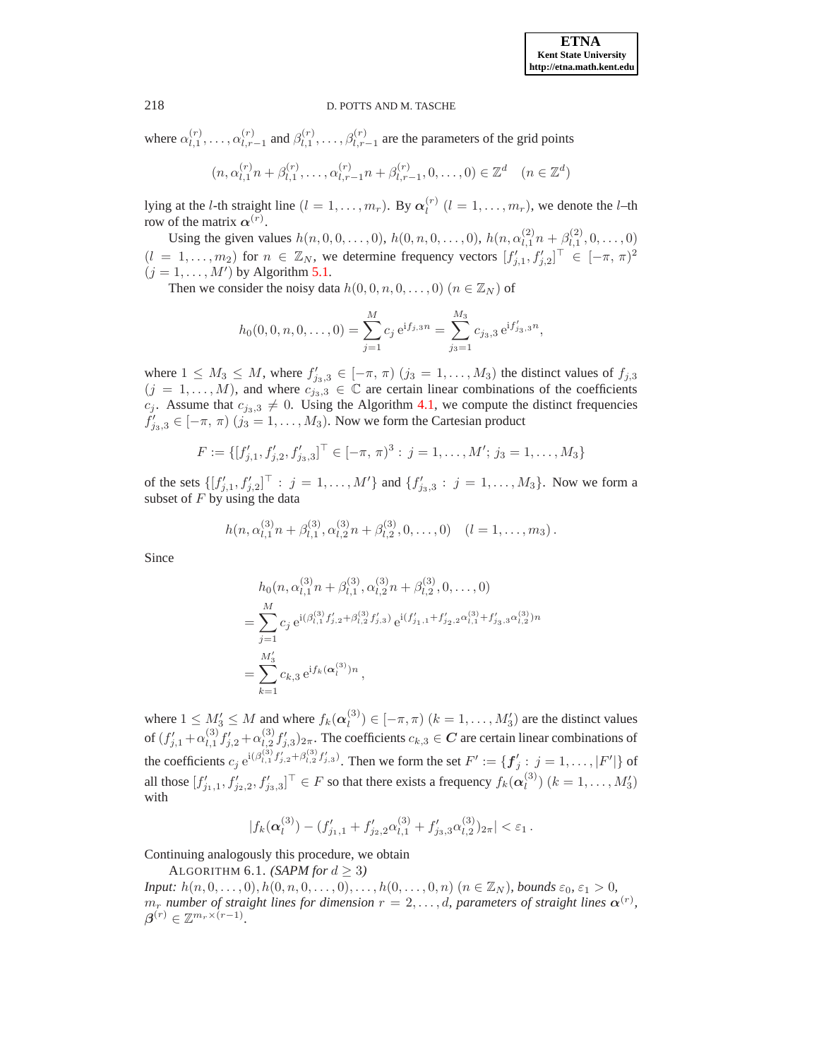where $\alpha_{l,1}^{(r)}, \dots, \alpha_{l,r-1}^{(r)}$ and $\beta_{l,1}^{(r)}, \dots, \beta_{l,r-1}^{(r)}$ are the parameters of the grid points

$$(n, \alpha_{l,1}^{(r)} n + \beta_{l,1}^{(r)}, \dots, \alpha_{l,r-1}^{(r)} n + \beta_{l,r-1}^{(r)}, 0, \dots, 0) \in \mathbb{Z}^d \quad (n \in \mathbb{Z}^d)$$

lying at the $l$-th straight line ($l = 1, \dots, m_r$). By $\boldsymbol{\alpha}_l^{(r)}$ ($l = 1, \dots, m_r$), we denote the $l$–th row of the matrix $\boldsymbol{\alpha}^{(r)}$.

Using the given values $h(n, 0, 0, \dots, 0)$, $h(0, n, 0, \dots, 0)$, $h(n, \alpha_{l,1}^{(2)} n + \beta_{l,1}^{(2)}, 0, \dots, 0)$ ($l = 1, \dots, m_2$) for $n \in \mathbb{Z}_N$, we determine frequency vectors $[f'_{j,1}, f'_{j,2}]^\top \in [-\pi, \pi)^2$ ($j = 1, \dots, M'$) by Algorithm 5.1.

Then we consider the noisy data $h(0, 0, n, 0, \dots, 0)$ ($n \in \mathbb{Z}_N$) of

$$h_0(0, 0, n, 0, \dots, 0) = \sum_{j=1}^{M} c_j \, \mathrm{e}^{\mathrm{i} f_{j,3} n} = \sum_{j_3=1}^{M_3} c_{j_3,3} \, \mathrm{e}^{\mathrm{i} f'_{j_3,3} n},$$

where $1 \le M_3 \le M$, where $f'_{j_3,3} \in [-\pi, \pi)$ ($j_3 = 1, \dots, M_3$) the distinct values of $f_{j,3}$ ($j = 1, \dots, M$), and where $c_{j_3,3} \in \mathbb{C}$ are certain linear combinations of the coefficients $c_j$. Assume that $c_{j_3,3} \ne 0$. Using the Algorithm 4.1, we compute the distinct frequencies $f'_{j_3,3} \in [-\pi, \pi)$ ($j_3 = 1, \dots, M_3$). Now we form the Cartesian product

$$F := \{[f'_{j,1}, f'_{j,2}, f'_{j_3,3}]^\top \in [-\pi, \pi)^3 : j = 1, \dots, M'; \, j_3 = 1, \dots, M_3\}$$

of the sets $\{[f'_{j,1}, f'_{j,2}]^\top : j = 1, \dots, M'\}$ and $\{f'_{j_3,3} : j = 1, \dots, M_3\}$. Now we form a subset of $F$ by using the data

$$h(n, \alpha_{l,1}^{(3)} n + \beta_{l,1}^{(3)}, \alpha_{l,2}^{(3)} n + \beta_{l,2}^{(3)}, 0, \dots, 0) \quad (l = 1, \dots, m_3).$$

Since

$$\begin{aligned}
& h_0(n, \alpha_{l,1}^{(3)} n + \beta_{l,1}^{(3)}, \alpha_{l,2}^{(3)} n + \beta_{l,2}^{(3)}, 0, \dots, 0) \\
&= \sum_{j=1}^{M} c_j \, \mathrm{e}^{\mathrm{i}(\beta_{l,1}^{(3)} f'_{j,2} + \beta_{l,2}^{(3)} f'_{j,3})} \, \mathrm{e}^{\mathrm{i}(f'_{j_1,1} + f'_{j_2,2} \alpha_{l,1}^{(3)} + f'_{j_3,3} \alpha_{l,2}^{(3)}) n} \\
&= \sum_{k=1}^{M'_3} c_{k,3} \, \mathrm{e}^{\mathrm{i} f_k(\boldsymbol{\alpha}_l^{(3)}) n},
\end{aligned}$$

where $1 \le M'_3 \le M$ and where $f_k(\boldsymbol{\alpha}_l^{(3)}) \in [-\pi, \pi)$ ($k = 1, \dots, M'_3$) are the distinct values of $(f'_{j,1} + \alpha_{l,1}^{(3)} f'_{j,2} + \alpha_{l,2}^{(3)} f'_{j,3})_{2\pi}$. The coefficients $c_{k,3} \in \boldsymbol{C}$ are certain linear combinations of the coefficients $c_j \, \mathrm{e}^{\mathrm{i}(\beta_{l,1}^{(3)} f'_{j,2} + \beta_{l,2}^{(3)} f'_{j,3})}$. Then we form the set $F' := \{\boldsymbol{f}'_j : j = 1, \dots, |F'|\}$ of all those $[f'_{j_1,1}, f'_{j_2,2}, f'_{j_3,3}]^\top \in F$ so that there exists a frequency $f_k(\boldsymbol{\alpha}_l^{(3)})$ ($k = 1, \dots, M'_3$) with

$$|f_k(\boldsymbol{\alpha}_l^{(3)}) - (f'_{j_1,1} + f'_{j_2,2} \alpha_{l,1}^{(3)} + f'_{j_3,3} \alpha_{l,2}^{(3)})_{2\pi}| < \varepsilon_1 .$$

Continuing analogously this procedure, we obtain

ALGORITHM 6.1. *(SAPM for $d \ge 3$)*

*Input:* $h(n, 0, \dots, 0), h(0, n, 0, \dots, 0), \dots, h(0, \dots, 0, n)$ ($n \in \mathbb{Z}_N$), *bounds* $\varepsilon_0, \varepsilon_1 > 0$, $m_r$ *number of straight lines for dimension* $r = 2, \dots, d$, *parameters of straight lines* $\boldsymbol{\alpha}^{(r)}$, $\boldsymbol{\beta}^{(r)} \in \mathbb{Z}^{m_r \times (r-1)}$.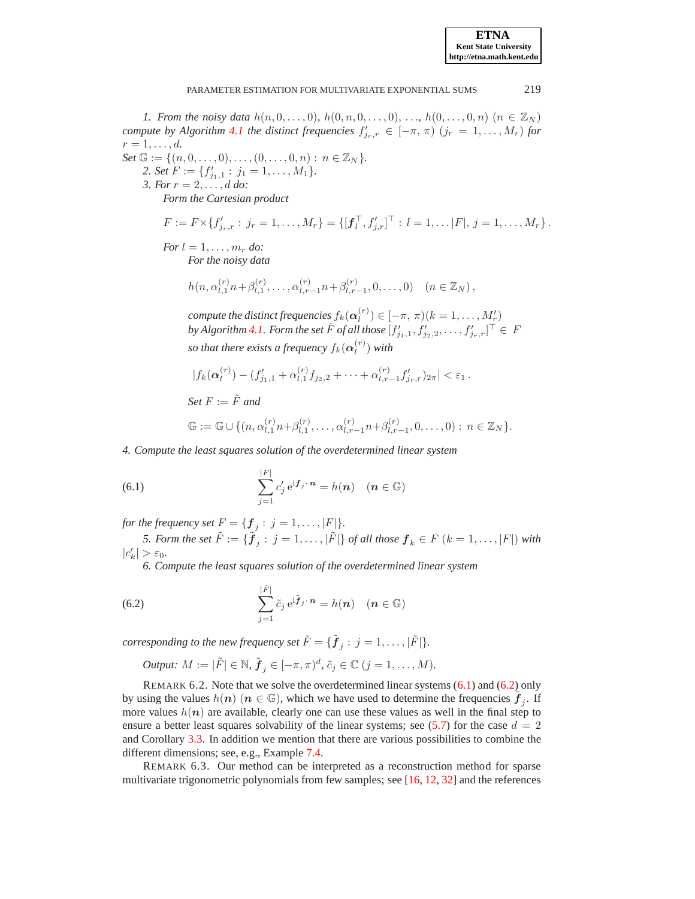*1. From the noisy data $h(n,0,\dots,0)$, $h(0,n,0,\dots,0)$, $\dots$, $h(0,\dots,0,n)$ $(n \in \mathbb{Z}_N)$ compute by Algorithm 4.1 the distinct frequencies $f'_{j_r,r} \in [-\pi,\, \pi)$ $(j_r = 1,\dots,M_r)$ for $r = 1,\dots,d$.*

*Set $\mathbb{G} := \{(n,0,\dots,0),\dots,(0,\dots,0,n) : n \in \mathbb{Z}_N\}$.*

*2. Set $F := \{f'_{j_1,1} : j_1 = 1,\dots,M_1\}$.*

*3. For $r = 2,\dots,d$ do:*

*Form the Cartesian product*

$$F := F \times \{f'_{j_r,r} : j_r = 1,\dots,M_r\} = \{[\boldsymbol{f}_l^\top, f'_{j,r}]^\top : l = 1,\dots |F|,\, j = 1,\dots,M_r\}.$$

*For $l = 1,\dots,m_r$ do:*

*For the noisy data*

$$h(n, \alpha_{l,1}^{(r)} n + \beta_{l,1}^{(r)}, \dots, \alpha_{l,r-1}^{(r)} n + \beta_{l,r-1}^{(r)}, 0,\dots,0) \quad (n \in \mathbb{Z}_N)\,,$$

*compute the distinct frequencies $f_k(\boldsymbol{\alpha}_l^{(r)}) \in [-\pi,\, \pi) (k = 1,\dots,M'_r)$ by Algorithm 4.1. Form the set $\tilde{F}$ of all those $[f'_{j_1,1}, f'_{j_2,2},\dots,f'_{j_r,r}]^\top \in F$ so that there exists a frequency $f_k(\boldsymbol{\alpha}_l^{(r)})$ with*

$$|f_k(\boldsymbol{\alpha}_l^{(r)}) - (f'_{j_1,1} + \alpha_{l,1}^{(r)} f_{j_2,2} + \dots + \alpha_{l,r-1}^{(r)} f'_{j_r,r})_{2\pi}| < \varepsilon_1\,.$$

*Set $F := \tilde{F}$ and*

$$\mathbb{G} := \mathbb{G} \cup \{(n, \alpha_{l,1}^{(r)} n + \beta_{l,1}^{(r)}, \dots, \alpha_{l,r-1}^{(r)} n + \beta_{l,r-1}^{(r)}, 0,\dots,0) : n \in \mathbb{Z}_N\}.$$

*4. Compute the least squares solution of the overdetermined linear system*

$$\sum_{j=1}^{|F|} c'_j \, \mathrm{e}^{\mathrm{i}\boldsymbol{f}_j \cdot \boldsymbol{n}} = h(\boldsymbol{n}) \quad (\boldsymbol{n} \in \mathbb{G}) \tag{6.1}$$

*for the frequency set $F = \{\boldsymbol{f}_j : j = 1,\dots,|F|\}$.*

*5. Form the set $\tilde{F} := \{\tilde{\boldsymbol{f}}_j : j = 1,\dots,|\tilde{F}|\}$ of all those $\boldsymbol{f}_k \in F$ $(k = 1,\dots,|F|)$ with $|c'_k| > \varepsilon_0$.*

*6. Compute the least squares solution of the overdetermined linear system*

$$\sum_{j=1}^{|\tilde{F}|} \tilde{c}_j \, \mathrm{e}^{\mathrm{i}\tilde{\boldsymbol{f}}_j \cdot \boldsymbol{n}} = h(\boldsymbol{n}) \quad (\boldsymbol{n} \in \mathbb{G}) \tag{6.2}$$

*corresponding to the new frequency set $\tilde{F} = \{\tilde{\boldsymbol{f}}_j : j = 1,\dots,|\tilde{F}|\}$.*

*Output: $M := |\tilde{F}| \in \mathbb{N}$, $\tilde{\boldsymbol{f}}_j \in [-\pi,\pi)^d$, $\tilde{c}_j \in \mathbb{C}$ $(j = 1,\dots,M)$.*

REMARK 6.2. Note that we solve the overdetermined linear systems (6.1) and (6.2) only by using the values $h(\boldsymbol{n})$ $(\boldsymbol{n} \in \mathbb{G})$, which we have used to determine the frequencies $\tilde{\boldsymbol{f}}_j$. If more values $h(\boldsymbol{n})$ are available, clearly one can use these values as well in the final step to ensure a better least squares solvability of the linear systems; see (5.7) for the case $d = 2$ and Corollary 3.3. In addition we mention that there are various possibilities to combine the different dimensions; see, e.g., Example 7.4.

REMARK 6.3. Our method can be interpreted as a reconstruction method for sparse multivariate trigonometric polynomials from few samples; see [16, 12, 32] and the references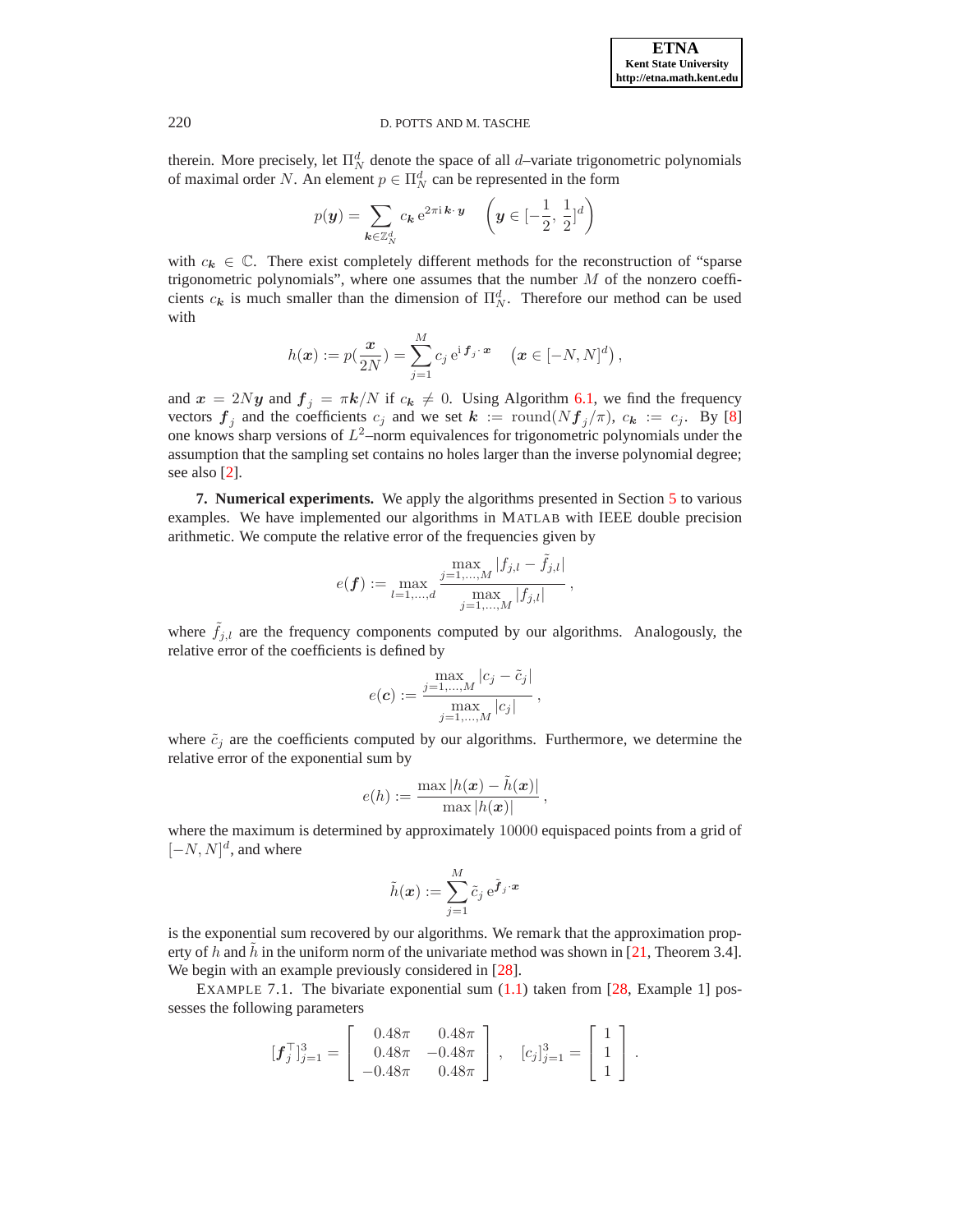therein. More precisely, let $\Pi_N^d$ denote the space of all $d$–variate trigonometric polynomials of maximal order $N$. An element $p \in \Pi_N^d$ can be represented in the form

$$p(\boldsymbol{y}) = \sum_{\boldsymbol{k} \in \mathbb{Z}_N^d} c_{\boldsymbol{k}} \, \mathrm{e}^{2\pi \mathrm{i}\, \boldsymbol{k} \cdot \boldsymbol{y}} \quad \left( \boldsymbol{y} \in [-\frac{1}{2}, \frac{1}{2}]^d \right)$$

with $c_{\boldsymbol{k}} \in \mathbb{C}$. There exist completely different methods for the reconstruction of "sparse trigonometric polynomials", where one assumes that the number $M$ of the nonzero coefficients $c_{\boldsymbol{k}}$ is much smaller than the dimension of $\Pi_N^d$. Therefore our method can be used with

$$h(\boldsymbol{x}) := p(\frac{\boldsymbol{x}}{2N}) = \sum_{j=1}^{M} c_j \, \mathrm{e}^{\mathrm{i}\, \boldsymbol{f}_j \cdot \boldsymbol{x}} \quad \left( \boldsymbol{x} \in [-N, N]^d \right),$$

and $\boldsymbol{x} = 2N\boldsymbol{y}$ and $\boldsymbol{f}_j = \pi \boldsymbol{k}/N$ if $c_{\boldsymbol{k}} \neq 0$. Using Algorithm 6.1, we find the frequency vectors $\boldsymbol{f}_j$ and the coefficients $c_j$ and we set $\boldsymbol{k} := \mathrm{round}(N\boldsymbol{f}_j/\pi)$, $c_{\boldsymbol{k}} := c_j$. By [8] one knows sharp versions of $L^2$–norm equivalences for trigonometric polynomials under the assumption that the sampling set contains no holes larger than the inverse polynomial degree; see also [2].

**7. Numerical experiments.** We apply the algorithms presented in Section 5 to various examples. We have implemented our algorithms in MATLAB with IEEE double precision arithmetic. We compute the relative error of the frequencies given by

$$e(\boldsymbol{f}) := \max_{l=1,\ldots,d} \frac{\max\limits_{j=1,\ldots,M} |f_{j,l} - \tilde{f}_{j,l}|}{\max\limits_{j=1,\ldots,M} |f_{j,l}|},$$

where $\tilde{f}_{j,l}$ are the frequency components computed by our algorithms. Analogously, the relative error of the coefficients is defined by

$$e(\boldsymbol{c}) := \frac{\max\limits_{j=1,\ldots,M} |c_j - \tilde{c}_j|}{\max\limits_{j=1,\ldots,M} |c_j|},$$

where $\tilde{c}_j$ are the coefficients computed by our algorithms. Furthermore, we determine the relative error of the exponential sum by

$$e(h) := \frac{\max |h(\boldsymbol{x}) - \tilde{h}(\boldsymbol{x})|}{\max |h(\boldsymbol{x})|},$$

where the maximum is determined by approximately $10000$ equispaced points from a grid of $[-N, N]^d$, and where

$$\tilde{h}(\boldsymbol{x}) := \sum_{j=1}^{M} \tilde{c}_j \, \mathrm{e}^{\tilde{\boldsymbol{f}}_j \cdot \boldsymbol{x}}$$

is the exponential sum recovered by our algorithms. We remark that the approximation property of $h$ and $\tilde{h}$ in the uniform norm of the univariate method was shown in [21, Theorem 3.4]. We begin with an example previously considered in [28].

EXAMPLE 7.1. The bivariate exponential sum (1.1) taken from [28, Example 1] possesses the following parameters

$$[\boldsymbol{f}_j^\top]_{j=1}^3 = \begin{bmatrix} 0.48\pi & 0.48\pi \\ 0.48\pi & -0.48\pi \\ -0.48\pi & 0.48\pi \end{bmatrix}, \quad [c_j]_{j=1}^3 = \begin{bmatrix} 1 \\ 1 \\ 1 \end{bmatrix}.$$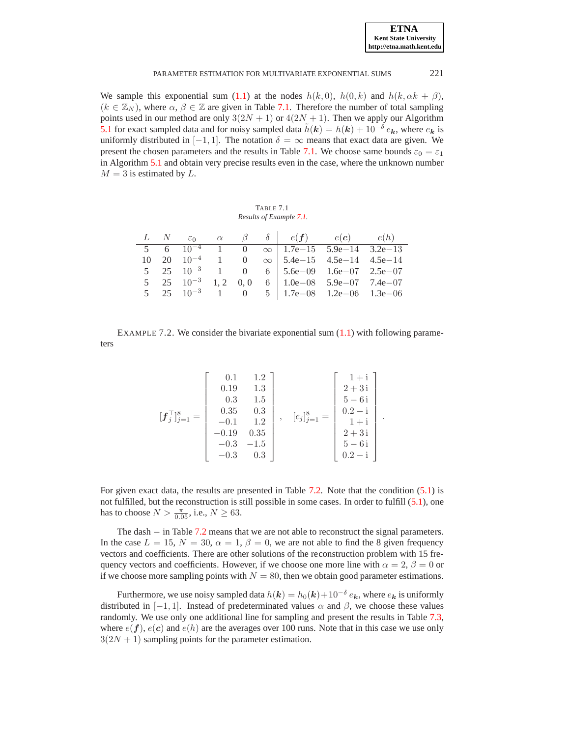We sample this exponential sum (1.1) at the nodes $h(k,0)$, $h(0,k)$ and $h(k,\alpha k+\beta)$, $(k\in\mathbb{Z}_N)$, where $\alpha$, $\beta\in\mathbb{Z}$ are given in Table 7.1. Therefore the number of total sampling points used in our method are only $3(2N+1)$ or $4(2N+1)$. Then we apply our Algorithm 5.1 for exact sampled data and for noisy sampled data $\tilde{h}(\boldsymbol{k})=h(\boldsymbol{k})+10^{-\delta}\,e_{\boldsymbol{k}}$, where $e_{\boldsymbol{k}}$ is uniformly distributed in $[-1,1]$. The notation $\delta=\infty$ means that exact data are given. We present the chosen parameters and the results in Table 7.1. We choose same bounds $\varepsilon_0=\varepsilon_1$ in Algorithm 5.1 and obtain very precise results even in the case, where the unknown number $M=3$ is estimated by $L$.

TABLE 7.1
*Results of Example 7.1.*

| $L$ | $N$ | $\varepsilon_0$ | $\alpha$ | $\beta$ | $\delta$ | $e(\boldsymbol{f})$ | $e(\boldsymbol{c})$ | $e(h)$ |
|---|---|---|---|---|---|---|---|---|
| 5 | 6 | $10^{-4}$ | 1 | 0 | $\infty$ | 1.7e−15 | 5.9e−14 | 3.2e−13 |
| 10 | 20 | $10^{-4}$ | 1 | 0 | $\infty$ | 5.4e−15 | 4.5e−14 | 4.5e−14 |
| 5 | 25 | $10^{-3}$ | 1 | 0 | 6 | 5.6e−09 | 1.6e−07 | 2.5e−07 |
| 5 | 25 | $10^{-3}$ | 1, 2 | 0, 0 | 6 | 1.0e−08 | 5.9e−07 | 7.4e−07 |
| 5 | 25 | $10^{-3}$ | 1 | 0 | 5 | 1.7e−08 | 1.2e−06 | 1.3e−06 |

EXAMPLE 7.2. We consider the bivariate exponential sum (1.1) with following parameters

$$[\boldsymbol{f}_j^\top]_{j=1}^{8}=\begin{bmatrix}0.1 & 1.2\\ 0.19 & 1.3\\ 0.3 & 1.5\\ 0.35 & 0.3\\ -0.1 & 1.2\\ -0.19 & 0.35\\ -0.3 & -1.5\\ -0.3 & 0.3\end{bmatrix},\quad [c_j]_{j=1}^{8}=\begin{bmatrix}1+\mathrm{i}\\ 2+3\,\mathrm{i}\\ 5-6\,\mathrm{i}\\ 0.2-\mathrm{i}\\ 1+\mathrm{i}\\ 2+3\,\mathrm{i}\\ 5-6\,\mathrm{i}\\ 0.2-\mathrm{i}\end{bmatrix}.$$

For given exact data, the results are presented in Table 7.2. Note that the condition (5.1) is not fulfilled, but the reconstruction is still possible in some cases. In order to fulfill (5.1), one has to choose $N>\frac{\pi}{0.05}$, i.e., $N\geq 63$.

The dash $-$ in Table 7.2 means that we are not able to reconstruct the signal parameters. In the case $L=15$, $N=30$, $\alpha=1$, $\beta=0$, we are not able to find the 8 given frequency vectors and coefficients. There are other solutions of the reconstruction problem with 15 frequency vectors and coefficients. However, if we choose one more line with $\alpha=2$, $\beta=0$ or if we choose more sampling points with $N=80$, then we obtain good parameter estimations.

Furthermore, we use noisy sampled data $h(\boldsymbol{k})=h_0(\boldsymbol{k})+10^{-\delta}\,e_{\boldsymbol{k}}$, where $e_{\boldsymbol{k}}$ is uniformly distributed in $[-1,1]$. Instead of predeterminated values $\alpha$ and $\beta$, we choose these values randomly. We use only one additional line for sampling and present the results in Table 7.3, where $e(\boldsymbol{f})$, $e(\boldsymbol{c})$ and $e(h)$ are the averages over 100 runs. Note that in this case we use only $3(2N+1)$ sampling points for the parameter estimation.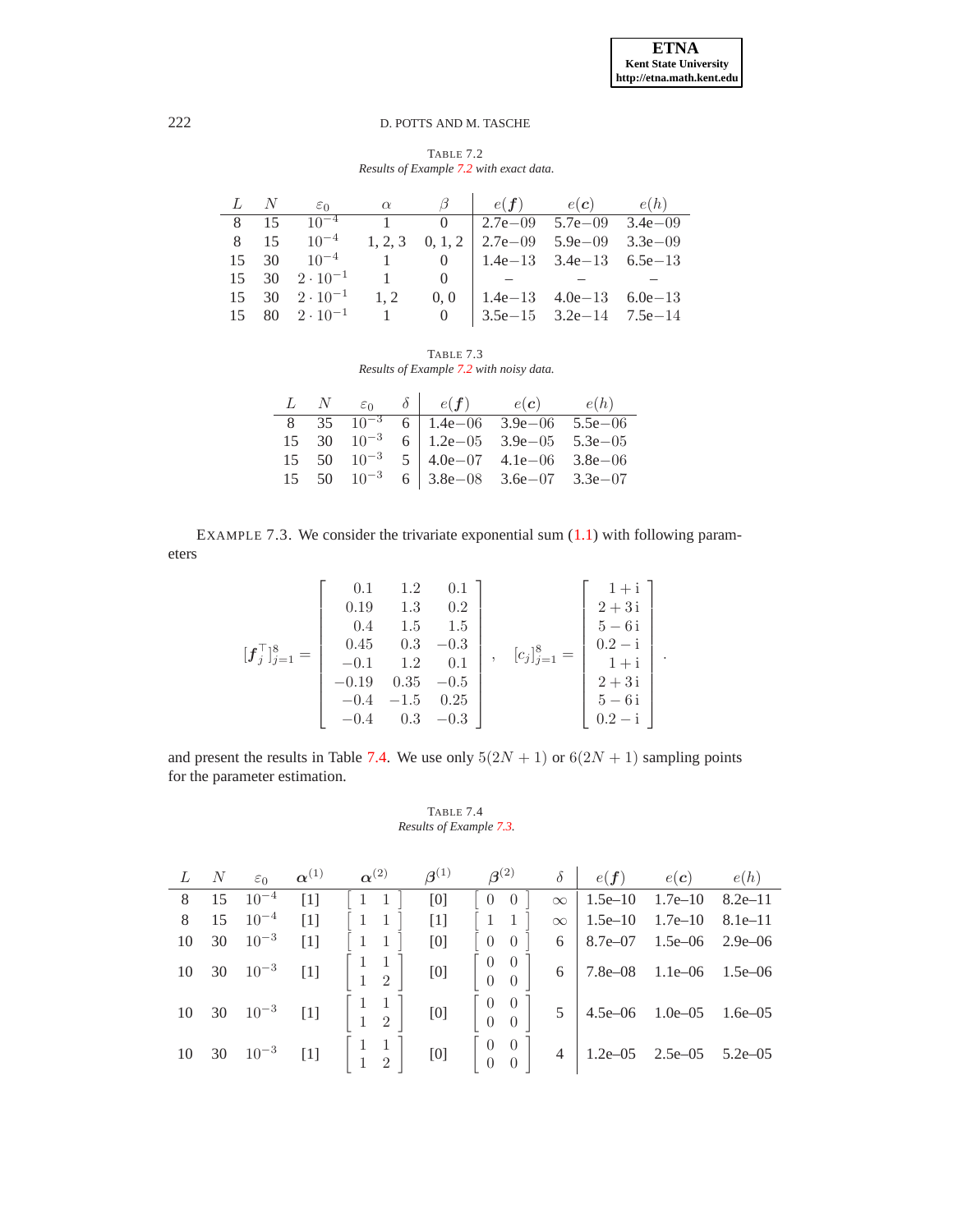TABLE 7.2
*Results of Example 7.2 with exact data.*

| $L$ | $N$ | $\varepsilon_0$ | $\alpha$ | $\beta$ | $e(\boldsymbol{f})$ | $e(\boldsymbol{c})$ | $e(h)$ |
|---|---|---|---|---|---|---|---|
| 8 | 15 | $10^{-4}$ | 1 | 0 | 2.7e−09 | 5.7e−09 | 3.4e−09 |
| 8 | 15 | $10^{-4}$ | 1, 2, 3 | 0, 1, 2 | 2.7e−09 | 5.9e−09 | 3.3e−09 |
| 15 | 30 | $10^{-4}$ | 1 | 0 | 1.4e−13 | 3.4e−13 | 6.5e−13 |
| 15 | 30 | $2 \cdot 10^{-1}$ | 1 | 0 | – | – | – |
| 15 | 30 | $2 \cdot 10^{-1}$ | 1, 2 | 0, 0 | 1.4e−13 | 4.0e−13 | 6.0e−13 |
| 15 | 80 | $2 \cdot 10^{-1}$ | 1 | 0 | 3.5e−15 | 3.2e−14 | 7.5e−14 |

TABLE 7.3
*Results of Example 7.2 with noisy data.*

| $L$ | $N$ | $\varepsilon_0$ | $\delta$ | $e(\boldsymbol{f})$ | $e(\boldsymbol{c})$ | $e(h)$ |
|---|---|---|---|---|---|---|
| 8 | 35 | $10^{-3}$ | 6 | 1.4e−06 | 3.9e−06 | 5.5e−06 |
| 15 | 30 | $10^{-3}$ | 6 | 1.2e−05 | 3.9e−05 | 5.3e−05 |
| 15 | 50 | $10^{-3}$ | 5 | 4.0e−07 | 4.1e−06 | 3.8e−06 |
| 15 | 50 | $10^{-3}$ | 6 | 3.8e−08 | 3.6e−07 | 3.3e−07 |

EXAMPLE 7.3. We consider the trivariate exponential sum (1.1) with following parameters

$$[\boldsymbol{f}_j^\top]_{j=1}^8 = \begin{bmatrix} 0.1 & 1.2 & 0.1 \\ 0.19 & 1.3 & 0.2 \\ 0.4 & 1.5 & 1.5 \\ 0.45 & 0.3 & -0.3 \\ -0.1 & 1.2 & 0.1 \\ -0.19 & 0.35 & -0.5 \\ -0.4 & -1.5 & 0.25 \\ -0.4 & 0.3 & -0.3 \end{bmatrix}, \quad [c_j]_{j=1}^8 = \begin{bmatrix} 1+\mathrm{i} \\ 2+3\,\mathrm{i} \\ 5-6\,\mathrm{i} \\ 0.2-\mathrm{i} \\ 1+\mathrm{i} \\ 2+3\,\mathrm{i} \\ 5-6\,\mathrm{i} \\ 0.2-\mathrm{i} \end{bmatrix}.$$

and present the results in Table 7.4. We use only $5(2N+1)$ or $6(2N+1)$ sampling points for the parameter estimation.

TABLE 7.4
*Results of Example 7.3.*

| $L$ | $N$ | $\varepsilon_0$ | $\boldsymbol{\alpha}^{(1)}$ | $\boldsymbol{\alpha}^{(2)}$ | $\boldsymbol{\beta}^{(1)}$ | $\boldsymbol{\beta}^{(2)}$ | $\delta$ | $e(\boldsymbol{f})$ | $e(\boldsymbol{c})$ | $e(h)$ |
|---|---|---|---|---|---|---|---|---|---|---|
| 8 | 15 | $10^{-4}$ | [1] | $\begin{bmatrix} 1 & 1 \end{bmatrix}$ | [0] | $\begin{bmatrix} 0 & 0 \end{bmatrix}$ | $\infty$ | 1.5e–10 | 1.7e–10 | 8.2e–11 |
| 8 | 15 | $10^{-4}$ | [1] | $\begin{bmatrix} 1 & 1 \end{bmatrix}$ | [1] | $\begin{bmatrix} 1 & 1 \end{bmatrix}$ | $\infty$ | 1.5e–10 | 1.7e–10 | 8.1e–11 |
| 10 | 30 | $10^{-3}$ | [1] | $\begin{bmatrix} 1 & 1 \end{bmatrix}$ | [0] | $\begin{bmatrix} 0 & 0 \end{bmatrix}$ | 6 | 8.7e–07 | 1.5e–06 | 2.9e–06 |
| 10 | 30 | $10^{-3}$ | [1] | $\begin{bmatrix} 1 & 1 \\ 1 & 2 \end{bmatrix}$ | [0] | $\begin{bmatrix} 0 & 0 \\ 0 & 0 \end{bmatrix}$ | 6 | 7.8e–08 | 1.1e–06 | 1.5e–06 |
| 10 | 30 | $10^{-3}$ | [1] | $\begin{bmatrix} 1 & 1 \\ 1 & 2 \end{bmatrix}$ | [0] | $\begin{bmatrix} 0 & 0 \\ 0 & 0 \end{bmatrix}$ | 5 | 4.5e–06 | 1.0e–05 | 1.6e–05 |
| 10 | 30 | $10^{-3}$ | [1] | $\begin{bmatrix} 1 & 1 \\ 1 & 2 \end{bmatrix}$ | [0] | $\begin{bmatrix} 0 & 0 \\ 0 & 0 \end{bmatrix}$ | 4 | 1.2e–05 | 2.5e–05 | 5.2e–05 |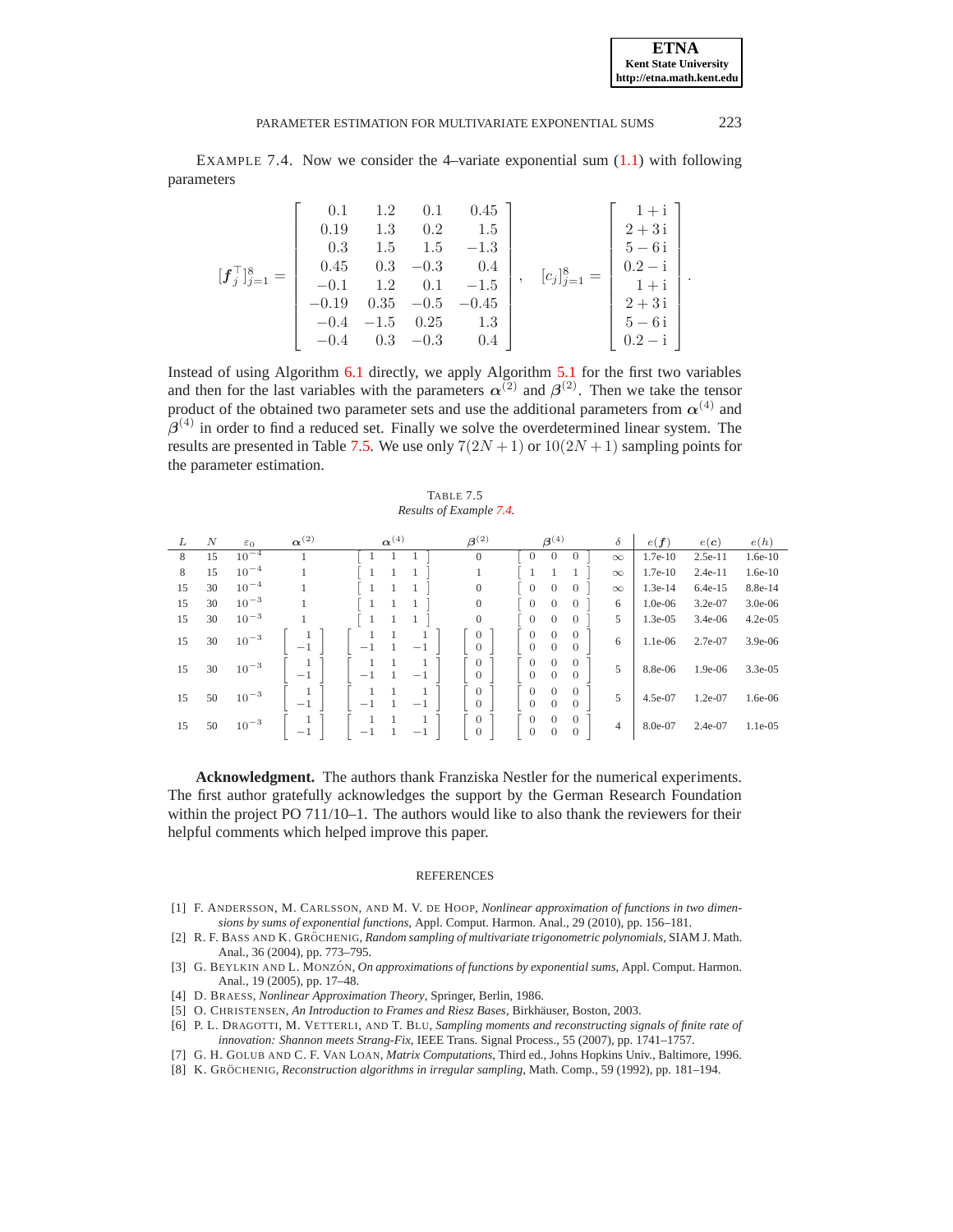EXAMPLE 7.4. Now we consider the 4–variate exponential sum (1.1) with following parameters

$$
[\boldsymbol{f}_j^\top]_{j=1}^8 = \begin{bmatrix} 0.1 & 1.2 & 0.1 & 0.45 \\ 0.19 & 1.3 & 0.2 & 1.5 \\ 0.3 & 1.5 & 1.5 & -1.3 \\ 0.45 & 0.3 & -0.3 & 0.4 \\ -0.1 & 1.2 & 0.1 & -1.5 \\ -0.19 & 0.35 & -0.5 & -0.45 \\ -0.4 & -1.5 & 0.25 & 1.3 \\ -0.4 & 0.3 & -0.3 & 0.4 \end{bmatrix}, \quad [c_j]_{j=1}^8 = \begin{bmatrix} 1+\mathrm{i} \\ 2+3\,\mathrm{i} \\ 5-6\,\mathrm{i} \\ 0.2-\mathrm{i} \\ 1+\mathrm{i} \\ 2+3\,\mathrm{i} \\ 5-6\,\mathrm{i} \\ 0.2-\mathrm{i} \end{bmatrix}.
$$

Instead of using Algorithm 6.1 directly, we apply Algorithm 5.1 for the first two variables and then for the last variables with the parameters $\boldsymbol{\alpha}^{(2)}$ and $\boldsymbol{\beta}^{(2)}$. Then we take the tensor product of the obtained two parameter sets and use the additional parameters from $\boldsymbol{\alpha}^{(4)}$ and $\boldsymbol{\beta}^{(4)}$ in order to find a reduced set. Finally we solve the overdetermined linear system. The results are presented in Table 7.5. We use only $7(2N+1)$ or $10(2N+1)$ sampling points for the parameter estimation.

TABLE 7.5
*Results of Example 7.4.*

| $L$ | $N$ | $\varepsilon_0$ | $\boldsymbol{\alpha}^{(2)}$ | $\boldsymbol{\alpha}^{(4)}$ | $\boldsymbol{\beta}^{(2)}$ | $\boldsymbol{\beta}^{(4)}$ | $\delta$ | $e(\boldsymbol{f})$ | $e(\boldsymbol{c})$ | $e(h)$ |
|---|---|---|---|---|---|---|---|---|---|---|
| 8 | 15 | $10^{-4}$ | 1 | $\begin{bmatrix} 1 & 1 & 1 \end{bmatrix}$ | 0 | $\begin{bmatrix} 0 & 0 & 0 \end{bmatrix}$ | $\infty$ | 1.7e-10 | 2.5e-11 | 1.6e-10 |
| 8 | 15 | $10^{-4}$ | 1 | $\begin{bmatrix} 1 & 1 & 1 \end{bmatrix}$ | 1 | $\begin{bmatrix} 1 & 1 & 1 \end{bmatrix}$ | $\infty$ | 1.7e-10 | 2.4e-11 | 1.6e-10 |
| 15 | 30 | $10^{-4}$ | 1 | $\begin{bmatrix} 1 & 1 & 1 \end{bmatrix}$ | 0 | $\begin{bmatrix} 0 & 0 & 0 \end{bmatrix}$ | $\infty$ | 1.3e-14 | 6.4e-15 | 8.8e-14 |
| 15 | 30 | $10^{-3}$ | 1 | $\begin{bmatrix} 1 & 1 & 1 \end{bmatrix}$ | 0 | $\begin{bmatrix} 0 & 0 & 0 \end{bmatrix}$ | 6 | 1.0e-06 | 3.2e-07 | 3.0e-06 |
| 15 | 30 | $10^{-3}$ | 1 | $\begin{bmatrix} 1 & 1 & 1 \end{bmatrix}$ | 0 | $\begin{bmatrix} 0 & 0 & 0 \end{bmatrix}$ | 5 | 1.3e-05 | 3.4e-06 | 4.2e-05 |
| 15 | 30 | $10^{-3}$ | $\begin{bmatrix} 1 \\ -1 \end{bmatrix}$ | $\begin{bmatrix} 1 & 1 & 1 \\ -1 & 1 & -1 \end{bmatrix}$ | $\begin{bmatrix} 0 \\ 0 \end{bmatrix}$ | $\begin{bmatrix} 0 & 0 & 0 \\ 0 & 0 & 0 \end{bmatrix}$ | 6 | 1.1e-06 | 2.7e-07 | 3.9e-06 |
| 15 | 30 | $10^{-3}$ | $\begin{bmatrix} 1 \\ -1 \end{bmatrix}$ | $\begin{bmatrix} 1 & 1 & 1 \\ -1 & 1 & -1 \end{bmatrix}$ | $\begin{bmatrix} 0 \\ 0 \end{bmatrix}$ | $\begin{bmatrix} 0 & 0 & 0 \\ 0 & 0 & 0 \end{bmatrix}$ | 5 | 8.8e-06 | 1.9e-06 | 3.3e-05 |
| 15 | 50 | $10^{-3}$ | $\begin{bmatrix} 1 \\ -1 \end{bmatrix}$ | $\begin{bmatrix} 1 & 1 & 1 \\ -1 & 1 & -1 \end{bmatrix}$ | $\begin{bmatrix} 0 \\ 0 \end{bmatrix}$ | $\begin{bmatrix} 0 & 0 & 0 \\ 0 & 0 & 0 \end{bmatrix}$ | 5 | 4.5e-07 | 1.2e-07 | 1.6e-06 |
| 15 | 50 | $10^{-3}$ | $\begin{bmatrix} 1 \\ -1 \end{bmatrix}$ | $\begin{bmatrix} 1 & 1 & 1 \\ -1 & 1 & -1 \end{bmatrix}$ | $\begin{bmatrix} 0 \\ 0 \end{bmatrix}$ | $\begin{bmatrix} 0 & 0 & 0 \\ 0 & 0 & 0 \end{bmatrix}$ | 4 | 8.0e-07 | 2.4e-07 | 1.1e-05 |

**Acknowledgment.** The authors thank Franziska Nestler for the numerical experiments. The first author gratefully acknowledges the support by the German Research Foundation within the project PO 711/10–1. The authors would like to also thank the reviewers for their helpful comments which helped improve this paper.

## REFERENCES

[1] F. ANDERSSON, M. CARLSSON, AND M. V. DE HOOP, *Nonlinear approximation of functions in two dimensions by sums of exponential functions*, Appl. Comput. Harmon. Anal., 29 (2010), pp. 156–181.

[2] R. F. BASS AND K. GRÖCHENIG, *Random sampling of multivariate trigonometric polynomials*, SIAM J. Math. Anal., 36 (2004), pp. 773–795.

[3] G. BEYLKIN AND L. MONZÓN, *On approximations of functions by exponential sums*, Appl. Comput. Harmon. Anal., 19 (2005), pp. 17–48.

[4] D. BRAESS, *Nonlinear Approximation Theory*, Springer, Berlin, 1986.

[5] O. CHRISTENSEN, *An Introduction to Frames and Riesz Bases*, Birkhäuser, Boston, 2003.

[6] P. L. DRAGOTTI, M. VETTERLI, AND T. BLU, *Sampling moments and reconstructing signals of finite rate of innovation: Shannon meets Strang-Fix*, IEEE Trans. Signal Process., 55 (2007), pp. 1741–1757.

[7] G. H. GOLUB AND C. F. VAN LOAN, *Matrix Computations*, Third ed., Johns Hopkins Univ., Baltimore, 1996.

[8] K. GRÖCHENIG, *Reconstruction algorithms in irregular sampling*, Math. Comp., 59 (1992), pp. 181–194.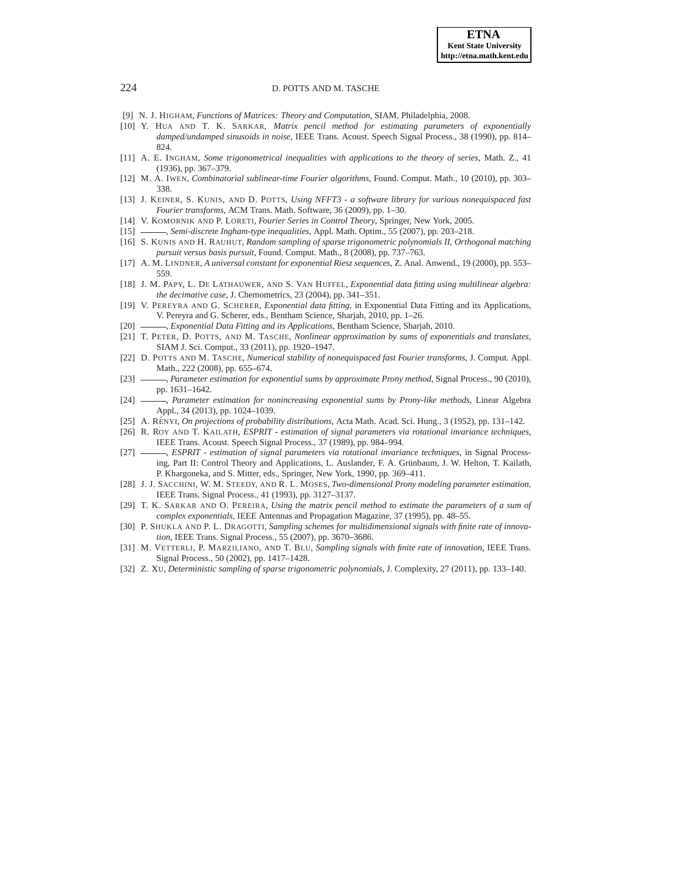[9] N. J. Higham, *Functions of Matrices: Theory and Computation*, SIAM, Philadelphia, 2008.

[10] Y. Hua and T. K. Sarkar, *Matrix pencil method for estimating parameters of exponentially damped/undamped sinusoids in noise*, IEEE Trans. Acoust. Speech Signal Process., 38 (1990), pp. 814–824.

[11] A. E. Ingham, *Some trigonometrical inequalities with applications to the theory of series*, Math. Z., 41 (1936), pp. 367–379.

[12] M. A. Iwen, *Combinatorial sublinear-time Fourier algorithms*, Found. Comput. Math., 10 (2010), pp. 303–338.

[13] J. Keiner, S. Kunis, and D. Potts, *Using NFFT3 - a software library for various nonequispaced fast Fourier transforms*, ACM Trans. Math. Software, 36 (2009), pp. 1–30.

[14] V. Komornik and P. Loreti, *Fourier Series in Control Theory*, Springer, New York, 2005.

[15] ———, *Semi-discrete Ingham-type inequalities*, Appl. Math. Optim., 55 (2007), pp. 203–218.

[16] S. Kunis and H. Rauhut, *Random sampling of sparse trigonometric polynomials II, Orthogonal matching pursuit versus basis pursuit*, Found. Comput. Math., 8 (2008), pp. 737–763.

[17] A. M. Lindner, *A universal constant for exponential Riesz sequences*, Z. Anal. Anwend., 19 (2000), pp. 553–559.

[18] J. M. Papy, L. De Lathauwer, and S. Van Huffel, *Exponential data fitting using multilinear algebra: the decimative case*, J. Chemometrics, 23 (2004), pp. 341–351.

[19] V. Pereyra and G. Scherer, *Exponential data fitting*, in Exponential Data Fitting and its Applications, V. Pereyra and G. Scherer, eds., Bentham Science, Sharjah, 2010, pp. 1–26.

[20] ———, *Exponential Data Fitting and its Applications*, Bentham Science, Sharjah, 2010.

[21] T. Peter, D. Potts, and M. Tasche, *Nonlinear approximation by sums of exponentials and translates*, SIAM J. Sci. Comput., 33 (2011), pp. 1920–1947.

[22] D. Potts and M. Tasche, *Numerical stability of nonequispaced fast Fourier transforms*, J. Comput. Appl. Math., 222 (2008), pp. 655–674.

[23] ———, *Parameter estimation for exponential sums by approximate Prony method*, Signal Process., 90 (2010), pp. 1631–1642.

[24] ———, *Parameter estimation for nonincreasing exponential sums by Prony-like methods*, Linear Algebra Appl., 34 (2013), pp. 1024–1039.

[25] A. Rényi, *On projections of probability distributions*, Acta Math. Acad. Sci. Hung., 3 (1952), pp. 131–142.

[26] R. Roy and T. Kailath, *ESPRIT - estimation of signal parameters via rotational invariance techniques*, IEEE Trans. Acoust. Speech Signal Process., 37 (1989), pp. 984–994.

[27] ———, *ESPRIT - estimation of signal parameters via rotational invariance techniques*, in Signal Processing, Part II: Control Theory and Applications, L. Auslander, F. A. Grünbaum, J. W. Helton, T. Kailath, P. Khargoneka, and S. Mitter, eds., Springer, New York, 1990, pp. 369–411.

[28] J. J. Sacchini, W. M. Steedy, and R. L. Moses, *Two-dimensional Prony modeling parameter estimation*, IEEE Trans. Signal Process., 41 (1993), pp. 3127–3137.

[29] T. K. Sarkar and O. Pereira, *Using the matrix pencil method to estimate the parameters of a sum of complex exponentials*, IEEE Antennas and Propagation Magazine, 37 (1995), pp. 48–55.

[30] P. Shukla and P. L. Dragotti, *Sampling schemes for multidimensional signals with finite rate of innovation*, IEEE Trans. Signal Process., 55 (2007), pp. 3670–3686.

[31] M. Vetterli, P. Marziliano, and T. Blu, *Sampling signals with finite rate of innovation*, IEEE Trans. Signal Process., 50 (2002), pp. 1417–1428.

[32] Z. Xu, *Deterministic sampling of sparse trigonometric polynomials*, J. Complexity, 27 (2011), pp. 133–140.